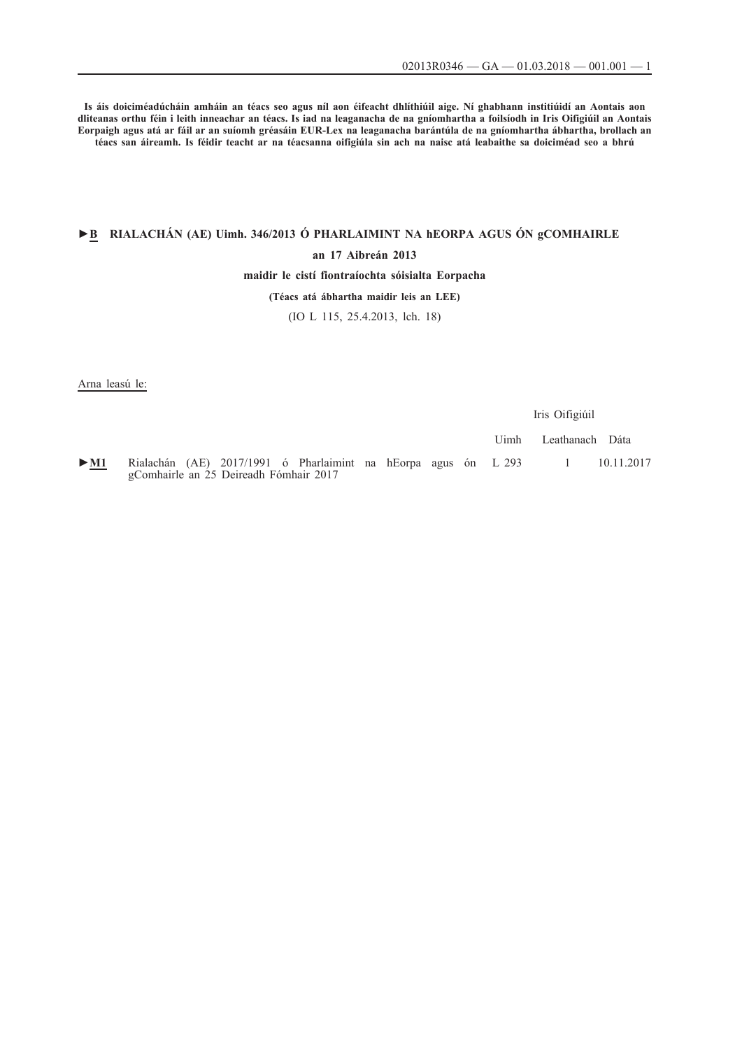**Is áis doiciméadúcháin amháin an téacs seo agus níl aon éifeacht dhlíthiúil aige. Ní ghabhann institiúidí an Aontais aon dliteanas orthu féin i leith inneachar an téacs. Is iad na leaganacha de na gníomhartha a foilsíodh in Iris Oifigiúil an Aontais Eorpaigh agus atá ar fáil ar an suíomh gréasáin EUR-Lex na leaganacha barántúla de na gníomhartha ábhartha, brollach an téacs san áireamh. Is féidir teacht ar na téacsanna oifigiúla sin ach na naisc atá leabaithe sa doiciméad seo a bhrú**

**►B RIALACHÁN (AE) Uimh. 346/2013 Ó PHARLAIMINT NA hEORPA AGUS ÓN gCOMHAIRLE**

**an 17 Aibreán 2013**

**maidir le cistí fiontraíochta sóisialta Eorpacha**

**(Téacs atá ábhartha maidir leis an LEE)**

(IO L 115, 25.4.2013, lch. 18)

Arna leasú le:

| | | Iris Oifigiúil | | |
|---|---|---|---|---|
| | | Uimh | Leathanach | Dáta |
| ►M1 | Rialachán (AE) 2017/1991 ó Pharlaimint na hEorpa agus ón gComhairle an 25 Deireadh Fómhair 2017 | L 293 | 1 | 10.11.2017 |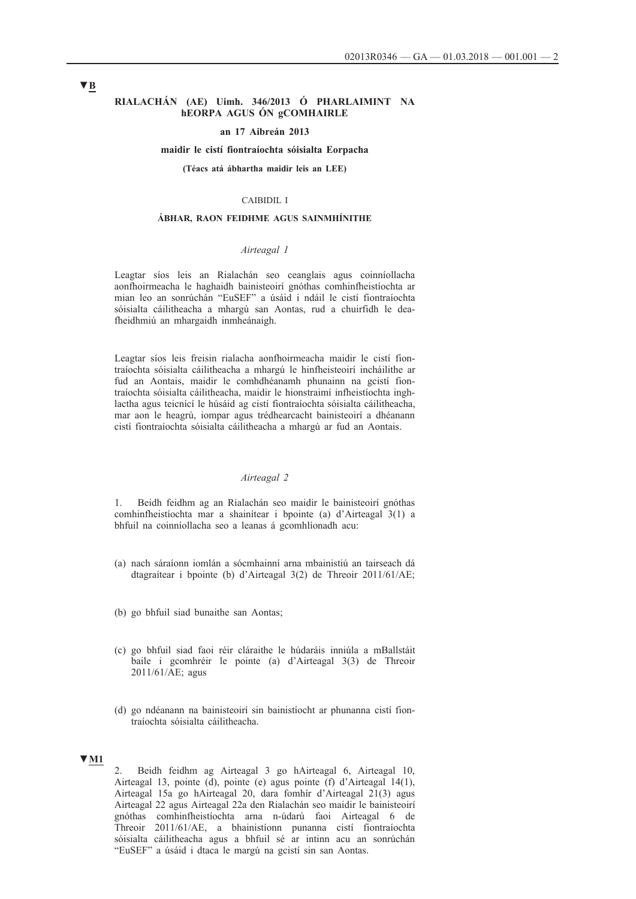▼B

**RIALACHÁN (AE) Uimh. 346/2013 Ó PHARLAIMINT NA hEORPA AGUS ÓN gCOMHAIRLE**

**an 17 Aibreán 2013**

**maidir le cistí fiontraíochta sóisialta Eorpacha**

**(Téacs atá ábhartha maidir leis an LEE)**

CAIBIDIL I

**ÁBHAR, RAON FEIDHME AGUS SAINMHÍNITHE**

*Airteagal 1*

Leagtar síos leis an Rialachán seo ceanglais agus coinníollacha aonfhoirmeacha le haghaidh bainisteoirí gnóthas comhinfheistíochta ar mian leo an sonrúchán "EuSEF" a úsáid i ndáil le cistí fiontraíochta sóisialta cáilitheacha a mhargú san Aontas, rud a chuirfidh le dea-fheidhmiú an mhargaidh inmheánaigh.

Leagtar síos leis freisin rialacha aonfhoirmeacha maidir le cistí fiontraíochta sóisialta cáilitheacha a mhargú le hinfheisteoirí incháilithe ar fud an Aontais, maidir le comhdhéanamh phunainn na gcistí fiontraíochta sóisialta cáilitheacha, maidir le hionstraimí infheistíochta inghlactha agus teicnící le húsáid ag cistí fiontraíochta sóisialta cáilitheacha, mar aon le heagrú, iompar agus trédhearcacht bainisteoirí a dhéanann cistí fiontraíochta sóisialta cáilitheacha a mhargú ar fud an Aontais.

*Airteagal 2*

1. Beidh feidhm ag an Rialachán seo maidir le bainisteoirí gnóthas comhinfheistíochta mar a shainítear i bpointe (a) d'Airteagal 3(1) a bhfuil na coinníollacha seo a leanas á gcomhlíonadh acu:

(a) nach sáraíonn iomlán a sócmhainní arna mbainistiú an tairseach dá dtagraítear i bpointe (b) d'Airteagal 3(2) de Threoir 2011/61/AE;

(b) go bhfuil siad bunaithe san Aontas;

(c) go bhfuil siad faoi réir cláraithe le húdaráis inniúla a mBallstáit baile i gcomhréir le pointe (a) d'Airteagal 3(3) de Threoir 2011/61/AE; agus

(d) go ndéanann na bainisteoirí sin bainistíocht ar phunanna cistí fiontraíochta sóisialta cáilitheacha.

▼M1

2. Beidh feidhm ag Airteagal 3 go hAirteagal 6, Airteagal 10, Airteagal 13, pointe (d), pointe (e) agus pointe (f) d'Airteagal 14(1), Airteagal 15a go hAirteagal 20, dara fomhír d'Airteagal 21(3) agus Airteagal 22 agus Airteagal 22a den Rialachán seo maidir le bainisteoirí gnóthas comhinfheistíochta arna n-údarú faoi Airteagal 6 de Threoir 2011/61/AE, a bhainistíonn punanna cistí fiontraíochta sóisialta cáilitheacha agus a bhfuil sé ar intinn acu an sonrúchán "EuSEF" a úsáid i dtaca le margú na gcistí sin san Aontas.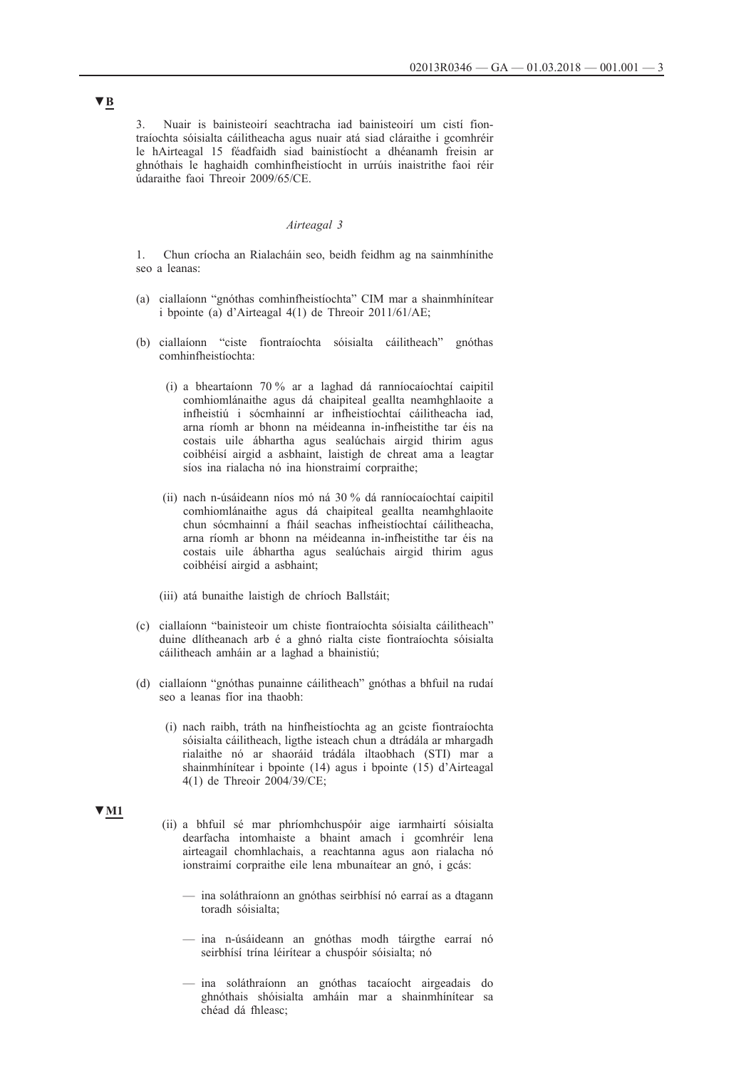▼B

3. Nuair is bainisteoirí seachtracha iad bainisteoirí um cistí fiontraíochta sóisialta cáilitheacha agus nuair atá siad cláraithe i gcomhréir le hAirteagal 15 féadfaidh siad bainistíocht a dhéanamh freisin ar ghnóthais le haghaidh comhinfheistíocht in urrúis inaistrithe faoi réir údaraithe faoi Threoir 2009/65/CE.

*Airteagal 3*

1. Chun críocha an Rialacháin seo, beidh feidhm ag na sainmhínithe seo a leanas:

(a) ciallaíonn "gnóthas comhinfheistíochta" CIM mar a shainmhínítear i bpointe (a) d'Airteagal 4(1) de Threoir 2011/61/AE;

(b) ciallaíonn "ciste fiontraíochta sóisialta cáilitheach" gnóthas comhinfheistíochta:

   (i) a bheartaíonn 70 % ar a laghad dá ranníocaíochtaí caipitil comhiomlánaithe agus dá chaipiteal geallta neamhghlaoite a infheistiú i sócmhainní ar infheistíochtaí cáilitheacha iad, arna ríomh ar bhonn na méideanna in-infheistithe tar éis na costais uile ábhartha agus sealúchais airgid thirim agus coibhéisí airgid a asbhaint, laistigh de chreat ama a leagtar síos ina rialacha nó ina hionstraimí corpraithe;

   (ii) nach n-úsáideann níos mó ná 30 % dá ranníocaíochtaí caipitil comhiomlánaithe agus dá chaipiteal geallta neamhghlaoite chun sócmhainní a fháil seachas infheistíochtaí cáilitheacha, arna ríomh ar bhonn na méideanna in-infheistithe tar éis na costais uile ábhartha agus sealúchais airgid thirim agus coibhéisí airgid a asbhaint;

   (iii) atá bunaithe laistigh de chríoch Ballstáit;

(c) ciallaíonn "bainisteoir um chiste fiontraíochta sóisialta cáilitheach" duine dlítheanach arb é a ghnó rialta ciste fiontraíochta sóisialta cáilitheach amháin ar a laghad a bhainistiú;

(d) ciallaíonn "gnóthas punainne cáilitheach" gnóthas a bhfuil na rudaí seo a leanas fíor ina thaobh:

   (i) nach raibh, tráth na hinfheistíochta ag an gciste fiontraíochta sóisialta cáilitheach, ligthe isteach chun a dtrádála ar mhargadh rialaithe nó ar shaoráid trádála iltaobhach (STI) mar a shainmhínítear i bpointe (14) agus i bpointe (15) d'Airteagal 4(1) de Threoir 2004/39/CE;

▼M1

   (ii) a bhfuil sé mar phríomhchuspóir aige iarmhairtí sóisialta dearfacha intomhaiste a bhaint amach i gcomhréir lena airteagail chomhlachais, a reachtanna agus aon rialacha nó ionstraimí corpraithe eile lena mbunaítear an gnó, i gcás:

   — ina soláthraíonn an gnóthas seirbhísí nó earraí as a dtagann toradh sóisialta;

   — ina n-úsáideann an gnóthas modh táirgthe earraí nó seirbhísí trína léirítear a chuspóir sóisialta; nó

   — ina soláthraíonn an gnóthas tacaíocht airgeadais do ghnóthais shóisialta amháin mar a shainmhínítear sa chéad dá fhleasc;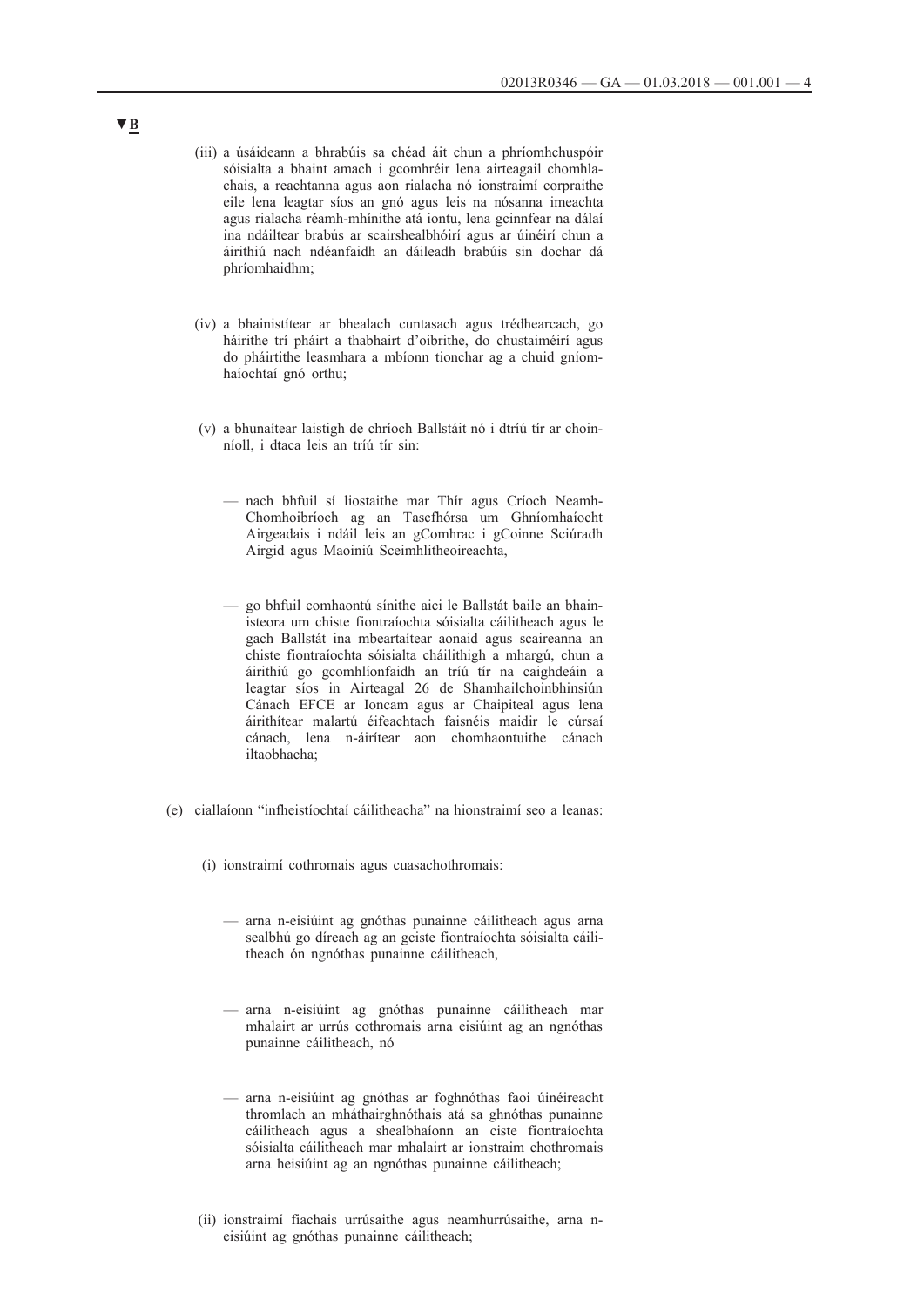▼B

(iii) a úsáideann a bhrabúis sa chéad áit chun a phríomhchuspóir sóisialta a bhaint amach i gcomhréir lena airteagail chomhlachais, a reachtanna agus aon rialacha nó ionstraimí corpraithe eile lena leagtar síos an gnó agus leis na nósanna imeachta agus rialacha réamh-mhínithe atá iontu, lena gcinnfear na dálaí ina ndáiltear brabús ar scairshealbhóirí agus ar úinéirí chun a áirithiú nach ndéanfaidh an dáileadh brabúis sin dochar dá phríomhaidhm;

(iv) a bhainistítear ar bhealach cuntasach agus trédhearcach, go háirithe trí pháirt a thabhairt d'oibrithe, do chustaiméirí agus do pháirtithe leasmhara a mbíonn tionchar ag a chuid gníomhaíochtaí gnó orthu;

(v) a bhunaítear laistigh de chríoch Ballstáit nó i dtríú tír ar choinníoll, i dtaca leis an tríú tír sin:

— nach bhfuil sí liostaithe mar Thír agus Críoch Neamh-Chomhoibríoch ag an Tascfhórsa um Ghníomhaíocht Airgeadais i ndáil leis an gComhrac i gCoinne Sciúradh Airgid agus Maoiniú Sceimhlitheoireachta,

— go bhfuil comhaontú sínithe aici le Ballstát baile an bhainisteora um chiste fiontraíochta sóisialta cáilitheach agus le gach Ballstát ina mbeartaítear aonaid agus scaireanna an chiste fiontraíochta sóisialta cháilithigh a mhargú, chun a áirithiú go gcomhlíonfaidh an tríú tír na caighdeáin a leagtar síos in Airteagal 26 de Shamhailchoinbhinsiún Cánach EFCE ar Ioncam agus ar Chaipiteal agus lena n-áirithítear malartú éifeachtach faisnéis maidir le cúrsaí cánach, lena n-áirítear aon chomhaontuithe cánach iltaobhacha;

(e) ciallaíonn "infheistíochtaí cáilitheacha" na hionstraimí seo a leanas:

(i) ionstraimí cothromais agus cuasachothromais:

— arna n-eisiúint ag gnóthas punainne cáilitheach agus arna sealbhú go díreach ag an gciste fiontraíochta sóisialta cáilitheach ón ngnóthas punainne cáilitheach,

— arna n-eisiúint ag gnóthas punainne cáilitheach mar mhalairt ar urrús cothromais arna eisiúint ag an ngnóthas punainne cáilitheach, nó

— arna n-eisiúint ag gnóthas ar foghnóthas faoi úinéireacht thromlach an mháthairghnóthais atá sa ghnóthas punainne cáilitheach agus a shealbhaíonn an ciste fiontraíochta sóisialta cáilitheach mar mhalairt ar ionstraim chothromais arna heisiúint ag an ngnóthas punainne cáilitheach;

(ii) ionstraimí fiachais urrúsaithe agus neamhurrúsaithe, arna n-eisiúint ag gnóthas punainne cáilitheach;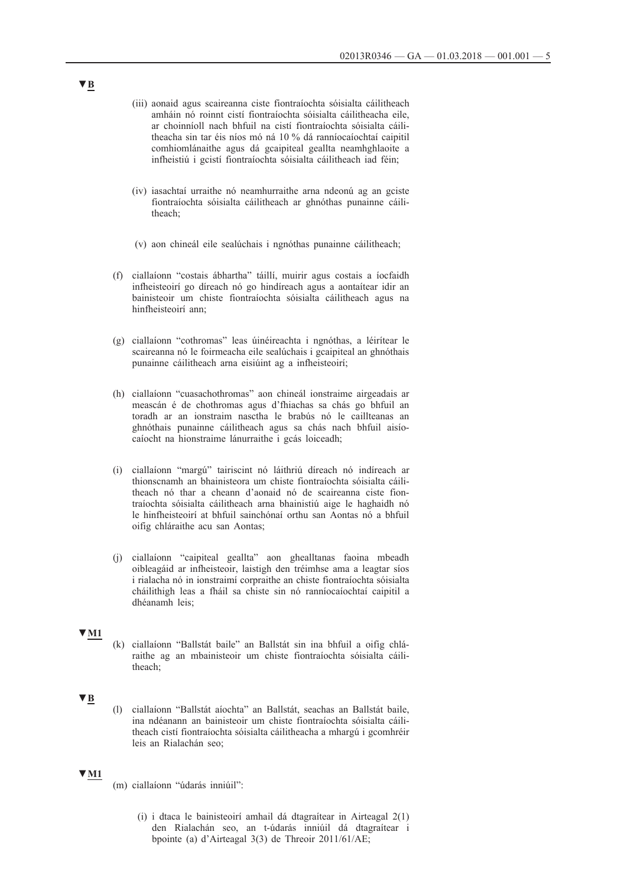▼B

(iii) aonaid agus scaireanna ciste fiontraíochta sóisialta cáilitheach amháin nó roinnt cistí fiontraíochta sóisialta cáilitheacha eile, ar choinníoll nach bhfuil na cistí fiontraíochta sóisialta cáilitheacha sin tar éis níos mó ná 10 % dá ranníocaíochtaí caipitil comhiomlánaithe agus dá gcaipiteal geallta neamhghlaoite a infheistiú i gcistí fiontraíochta sóisialta cáilitheach iad féin;

(iv) iasachtaí urraithe nó neamhurraithe arna ndeonú ag an gciste fiontraíochta sóisialta cáilitheach ar ghnóthas punainne cáilitheach;

(v) aon chineál eile sealúchais i ngnóthas punainne cáilitheach;

(f) ciallaíonn "costais ábhartha" táillí, muirir agus costais a íocfaidh infheisteoirí go díreach nó go hindíreach agus a aontaítear idir an bainisteoir um chiste fiontraíochta sóisialta cáilitheach agus na hinfheisteoirí ann;

(g) ciallaíonn "cothromas" leas úinéireachta i ngnóthas, a léirítear le scaireanna nó le foirmeacha eile sealúchais i gcaipiteal an ghnóthais punainne cáilitheach arna eisiúint ag a infheisteoirí;

(h) ciallaíonn "cuasachothromas" aon chineál ionstraime airgeadais ar meascán é de chothromas agus d'fhiachas sa chás go bhfuil an toradh ar an ionstraim nasctha le brabús nó le caillteanas an ghnóthais punainne cáilitheach agus sa chás nach bhfuil aisíocaíocht na hionstraime lánurraithe i gcás loiceadh;

(i) ciallaíonn "margú" tairiscint nó láithriú díreach nó indíreach ar thionscnamh an bhainisteora um chiste fiontraíochta sóisialta cáilitheach nó thar a cheann d'aonaid nó de scaireanna ciste fiontraíochta sóisialta cáilitheach arna bhainistiú aige le haghaidh nó le hinfheisteoirí at bhfuil sainchónaí orthu san Aontas nó a bhfuil oifig chláraithe acu san Aontas;

(j) ciallaíonn "caipiteal geallta" aon ghealltanas faoina mbeadh oibleagáid ar infheisteoir, laistigh den tréimhse ama a leagtar síos i rialacha nó in ionstraimí corpraithe an chiste fiontraíochta sóisialta cháilithigh leas a fháil sa chiste sin nó ranníocaíochtaí caipitil a dhéanamh leis;

▼M1

(k) ciallaíonn "Ballstát baile" an Ballstát sin ina bhfuil a oifig chláraithe ag an mbainisteoir um chiste fiontraíochta sóisialta cáilitheach;

▼B

(l) ciallaíonn "Ballstát aíochta" an Ballstát, seachas an Ballstát baile, ina ndéanann an bainisteoir um chiste fiontraíochta sóisialta cáilitheach cistí fiontraíochta sóisialta cáilitheacha a mhargú i gcomhréir leis an Rialachán seo;

▼M1

(m) ciallaíonn "údarás inniúil":

(i) i dtaca le bainisteoirí amhail dá dtagraítear in Airteagal 2(1) den Rialachán seo, an t-údarás inniúil dá dtagraítear i bpointe (a) d'Airteagal 3(3) de Threoir 2011/61/AE;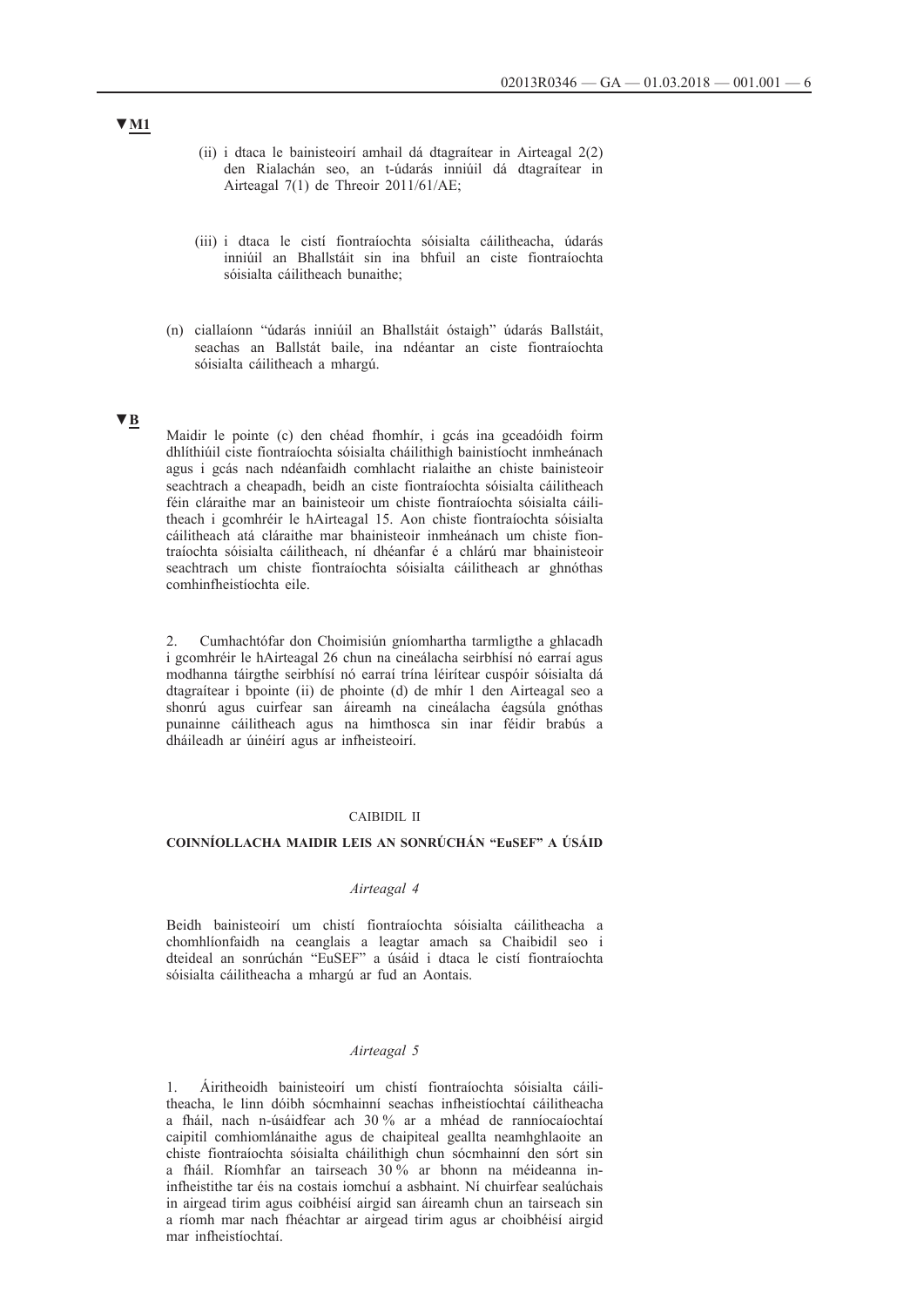▼**M1**

(ii) i dtaca le bainisteoirí amhail dá dtagraítear in Airteagal 2(2) den Rialachán seo, an t-údarás inniúil dá dtagraítear in Airteagal 7(1) de Threoir 2011/61/AE;

(iii) i dtaca le cistí fiontraíochta sóisialta cáilitheacha, údarás inniúil an Bhallstáit sin ina bhfuil an ciste fiontraíochta sóisialta cáilitheach bunaithe;

(n) ciallaíonn "údarás inniúil an Bhallstáit óstaigh" údarás Ballstáit, seachas an Ballstát baile, ina ndéantar an ciste fiontraíochta sóisialta cáilitheach a mhargú.

▼**B**

Maidir le pointe (c) den chéad fhomhír, i gcás ina gceadóidh foirm dhlíthiúil ciste fiontraíochta sóisialta cháilithigh bainistíocht inmheánach agus i gcás nach ndéanfaidh comhlacht rialaithe an chiste bainisteoir seachtrach a cheapadh, beidh an ciste fiontraíochta sóisialta cáilitheach féin cláraithe mar an bainisteoir um chiste fiontraíochta sóisialta cáilitheach i gcomhréir le hAirteagal 15. Aon chiste fiontraíochta sóisialta cáilitheach atá cláraithe mar bhainisteoir inmheánach um chiste fiontraíochta sóisialta cáilitheach, ní dhéanfar é a chlárú mar bhainisteoir seachtrach um chiste fiontraíochta sóisialta cáilitheach ar ghnóthas comhinfheistíochta eile.

2. Cumhachtófar don Choimisiún gníomhartha tarmligthe a ghlacadh i gcomhréir le hAirteagal 26 chun na cineálacha seirbhísí nó earraí agus modhanna táirgthe seirbhísí nó earraí trína léirítear cuspóir sóisialta dá dtagraítear i bpointe (ii) de phointe (d) de mhír 1 den Airteagal seo a shonrú agus cuirfear san áireamh na cineálacha éagsúla gnóthas punainne cáilitheach agus na himthosca sin inar féidir brabús a dháileadh ar úinéirí agus ar infheisteoirí.

## CAIBIDIL II

## COINNÍOLLACHA MAIDIR LEIS AN SONRÚCHÁN "EuSEF" A ÚSÁID

### *Airteagal 4*

Beidh bainisteoirí um chistí fiontraíochta sóisialta cáilitheacha a chomhlíonfaidh na ceanglais a leagtar amach sa Chaibidil seo i dteideal an sonrúchán "EuSEF" a úsáid i dtaca le cistí fiontraíochta sóisialta cáilitheacha a mhargú ar fud an Aontais.

### *Airteagal 5*

1. Áiritheoidh bainisteoirí um chistí fiontraíochta sóisialta cáilitheacha, le linn dóibh sócmhainní seachas infheistíochtaí cáilitheacha a fháil, nach n-úsáidfear ach 30 % ar a mhéad de ranníocaíochtaí caipitil comhiomlánaithe agus de chaipiteal geallta neamhghlaoite an chiste fiontraíochta sóisialta cháilithigh chun sócmhainní den sórt sin a fháil. Ríomhfar an tairseach 30 % ar bhonn na méideanna ininfheistithe tar éis na costais iomchuí a asbhaint. Ní chuirfear sealúchais in airgead tirim agus coibhéisí airgid san áireamh chun an tairseach sin a ríomh mar nach fhéachtar ar airgead tirim agus ar choibhéisí airgid mar infheistíochtaí.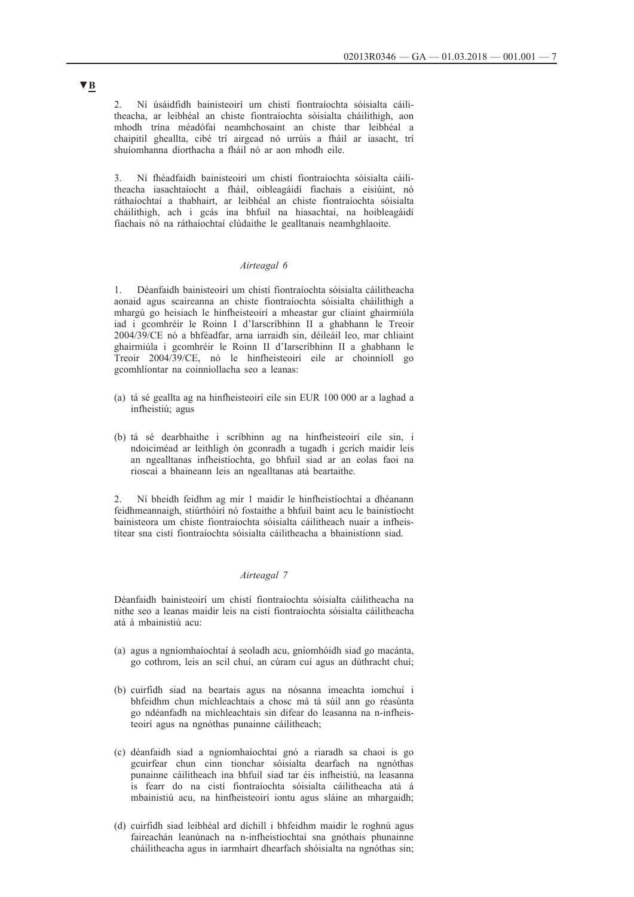▼B

2. Ní úsáidfidh bainisteoirí um chistí fiontraíochta sóisialta cáilitheacha, ar leibhéal an chiste fiontraíochta sóisialta cháilithigh, aon mhodh trína méadófaí neamhchosaint an chiste thar leibhéal a chaipitil gheallta, cibé trí airgead nó urrúis a fháil ar iasacht, trí shuíomhanna díorthacha a fháil nó ar aon mhodh eile.

3. Ní fhéadfaidh bainisteoirí um chistí fiontraíochta sóisialta cáilitheacha iasachtaíocht a fháil, oibleagáidí fiachais a eisiúint, nó ráthaíochtaí a thabhairt, ar leibhéal an chiste fiontraíochta sóisialta cháilithigh, ach i gcás ina bhfuil na hiasachtaí, na hoibleagáidí fiachais nó na ráthaíochtaí clúdaithe le gealltanais neamhghlaoite.

*Airteagal 6*

1. Déanfaidh bainisteoirí um chistí fiontraíochta sóisialta cáilitheacha aonaid agus scaireanna an chiste fiontraíochta sóisialta cháilithigh a mhargú go heisiach le hinfheisteoirí a mheastar gur cliaint ghairmiúla iad i gcomhréir le Roinn I d'Iarscríbhinn II a ghabhann le Treoir 2004/39/CE nó a bhféadfar, arna iarraidh sin, déileáil leo, mar chliaint ghairmiúla i gcomhréir le Roinn II d'Iarscríbhinn II a ghabhann le Treoir 2004/39/CE, nó le hinfheisteoirí eile ar choinníoll go gcomhlíontar na coinníollacha seo a leanas:

(a) tá sé geallta ag na hinfheisteoirí eile sin EUR 100 000 ar a laghad a infheistiú; agus

(b) tá sé dearbhaithe i scríbhinn ag na hinfheisteoirí eile sin, i ndoiciméad ar leithligh ón gconradh a tugadh i gcrích maidir leis an ngealltanas infheistíochta, go bhfuil siad ar an eolas faoi na rioscaí a bhaineann leis an ngealltanas atá beartaithe.

2. Ní bheidh feidhm ag mír 1 maidir le hinfheistíochtaí a dhéanann feidhmeannaigh, stiúrthóirí nó fostaithe a bhfuil baint acu le bainistíocht bainisteora um chiste fiontraíochta sóisialta cáilitheach nuair a infheistítear sna cistí fiontraíochta sóisialta cáilitheacha a bhainistíonn siad.

*Airteagal 7*

Déanfaidh bainisteoirí um chistí fiontraíochta sóisialta cáilitheacha na nithe seo a leanas maidir leis na cistí fiontraíochta sóisialta cáilitheacha atá á mbainistiú acu:

(a) agus a ngníomhaíochtaí á seoladh acu, gníomhóidh siad go macánta, go cothrom, leis an scil chuí, an cúram cuí agus an dúthracht chuí;

(b) cuirfidh siad na beartais agus na nósanna imeachta iomchuí i bhfeidhm chun míchleachtais a chosc má tá súil ann go réasúnta go ndéanfadh na míchleachtais sin difear do leasanna na n-infheisteoirí agus na ngnóthas punainne cáilitheach;

(c) déanfaidh siad a ngníomhaíochtaí gnó a riaradh sa chaoi is go gcuirfear chun cinn tionchar sóisialta dearfach na ngnóthas punainne cáilitheach ina bhfuil siad tar éis infheistiú, na leasanna is fearr do na cistí fiontraíochta sóisialta cáilitheacha atá á mbainistiú acu, na hinfheisteoirí iontu agus sláine an mhargaidh;

(d) cuirfidh siad leibhéal ard díchill i bhfeidhm maidir le roghnú agus faireachán leanúnach na n-infheistíochtaí sna gnóthais phunainne cháilitheacha agus in iarmhairt dhearfach shóisialta na ngnóthas sin;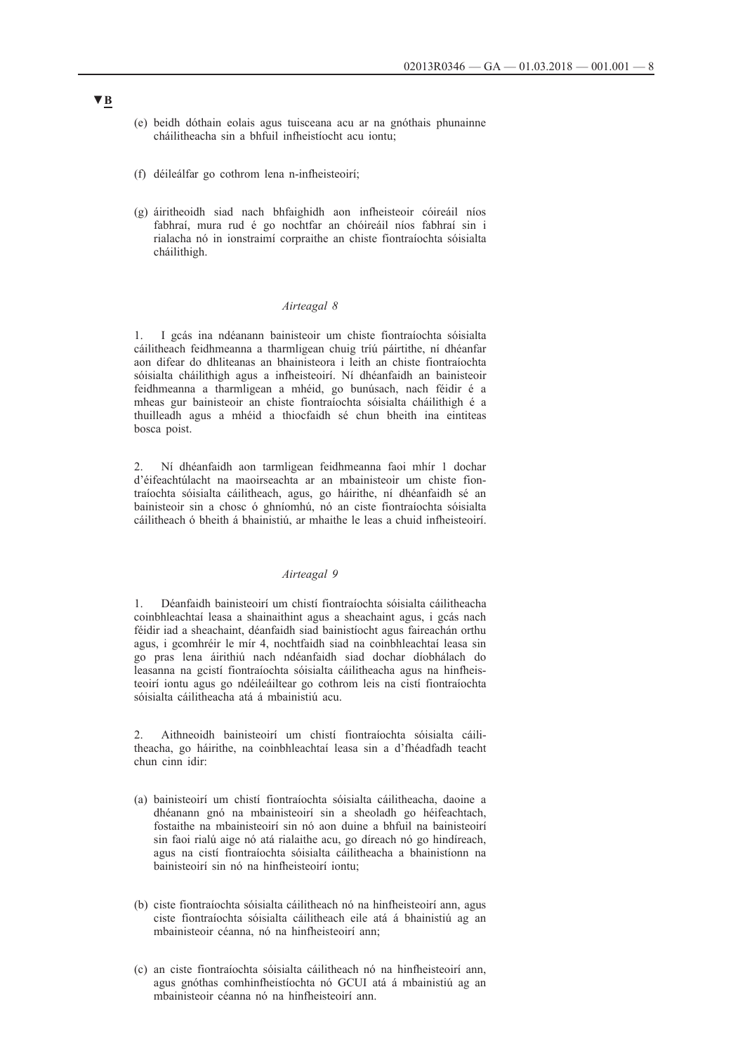▼B

(e) beidh dóthain eolais agus tuisceana acu ar na gnóthais phunainne cháilitheacha sin a bhfuil infheistíocht acu iontu;

(f) déileálfar go cothrom lena n-infheisteoirí;

(g) áiritheoidh siad nach bhfaighidh aon infheisteoir cóireáil níos fabhraí, mura rud é go nochtfar an chóireáil níos fabhraí sin i rialacha nó in ionstraimí corpraithe an chiste fiontraíochta sóisialta cháilithigh.

*Airteagal 8*

1. I gcás ina ndéanann bainisteoir um chiste fiontraíochta sóisialta cáilitheach feidhmeanna a tharmligean chuig tríú páirtithe, ní dhéanfar aon difear do dhliteanas an bhainisteora i leith an chiste fiontraíochta sóisialta cháilithigh agus a infheisteoirí. Ní dhéanfaidh an bainisteoir feidhmeanna a tharmligean a mhéid, go bunúsach, nach féidir é a mheas gur bainisteoir an chiste fiontraíochta sóisialta cháilithigh é a thuilleadh agus a mhéid a thiocfaidh sé chun bheith ina eintiteas bosca poist.

2. Ní dhéanfaidh aon tarmligean feidhmeanna faoi mhír 1 dochar d'éifeachtúlacht na maoirseachta ar an mbainisteoir um chiste fiontraíochta sóisialta cáilitheach, agus, go háirithe, ní dhéanfaidh sé an bainisteoir sin a chosc ó ghníomhú, nó an ciste fiontraíochta sóisialta cáilitheach ó bheith á bhainistiú, ar mhaithe le leas a chuid infheisteoirí.

*Airteagal 9*

1. Déanfaidh bainisteoirí um chistí fiontraíochta sóisialta cáilitheacha coinbhleachtaí leasa a shainaithint agus a sheachaint agus, i gcás nach féidir iad a sheachaint, déanfaidh siad bainistíocht agus faireachán orthu agus, i gcomhréir le mír 4, nochtfaidh siad na coinbhleachtaí leasa sin go pras lena áirithiú nach ndéanfaidh siad dochar díobhálach do leasanna na gcistí fiontraíochta sóisialta cáilitheacha agus na hinfheisteoirí iontu agus go ndéileáiltear go cothrom leis na cistí fiontraíochta sóisialta cáilitheacha atá á mbainistiú acu.

2. Aithneoidh bainisteoirí um chistí fiontraíochta sóisialta cáilitheacha, go háirithe, na coinbhleachtaí leasa sin a d'fhéadfadh teacht chun cinn idir:

(a) bainisteoirí um chistí fiontraíochta sóisialta cáilitheacha, daoine a dhéanann gnó na mbainisteoirí sin a sheoladh go héifeachtach, fostaithe na mbainisteoirí sin nó aon duine a bhfuil na bainisteoirí sin faoi rialú aige nó atá rialaithe acu, go díreach nó go hindíreach, agus na cistí fiontraíochta sóisialta cáilitheacha a bhainistíonn na bainisteoirí sin nó na hinfheisteoirí iontu;

(b) ciste fiontraíochta sóisialta cáilitheach nó na hinfheisteoirí ann, agus ciste fiontraíochta sóisialta cáilitheach eile atá á bhainistiú ag an mbainisteoir céanna, nó na hinfheisteoirí ann;

(c) an ciste fiontraíochta sóisialta cáilitheach nó na hinfheisteoirí ann, agus gnóthas comhinfheistíochta nó GCUI atá á mbainistiú ag an mbainisteoir céanna nó na hinfheisteoirí ann.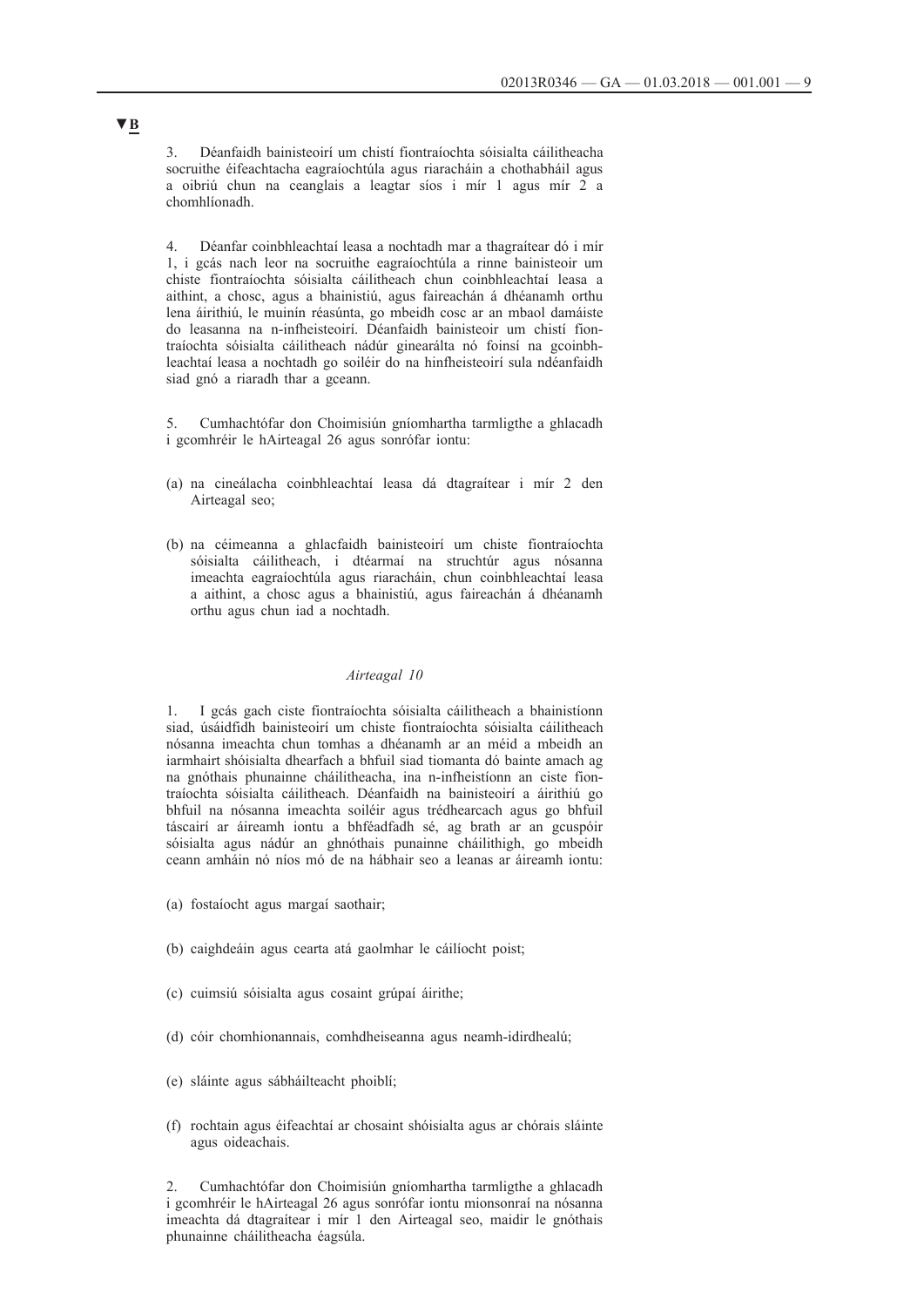▼B

3. Déanfaidh bainisteoirí um chistí fiontraíochta sóisialta cáilitheacha socruithe éifeachtacha eagraíochtúla agus riaracháin a chothabháil agus a oibriú chun na ceanglais a leagtar síos i mír 1 agus mír 2 a chomhlíonadh.

4. Déanfar coinbhleachtaí leasa a nochtadh mar a thagraítear dó i mír 1, i gcás nach leor na socruithe eagraíochtúla a rinne bainisteoir um chiste fiontraíochta sóisialta cáilitheach chun coinbhleachtaí leasa a aithint, a chosc, agus a bhainistiú, agus faireachán á dhéanamh orthu lena áirithiú, le muinín réasúnta, go mbeidh cosc ar an mbaol damáiste do leasanna na n-infheisteoirí. Déanfaidh bainisteoir um chistí fiontraíochta sóisialta cáilitheach nádúr ginearálta nó foinsí na gcoinbhleachtaí leasa a nochtadh go soiléir do na hinfheisteoirí sula ndéanfaidh siad gnó a riaradh thar a gceann.

5. Cumhachtófar don Choimisiún gníomhartha tarmligthe a ghlacadh i gcomhréir le hAirteagal 26 agus sonrófar iontu:

(a) na cineálacha coinbhleachtaí leasa dá dtagraítear i mír 2 den Airteagal seo;

(b) na céimeanna a ghlacfaidh bainisteoirí um chiste fiontraíochta sóisialta cáilitheach, i dtéarmaí na struchtúr agus nósanna imeachta eagraíochtúla agus riaracháin, chun coinbhleachtaí leasa a aithint, a chosc agus a bhainistiú, agus faireachán á dhéanamh orthu agus chun iad a nochtadh.

*Airteagal 10*

1. I gcás gach ciste fiontraíochta sóisialta cáilitheach a bhainistíonn siad, úsáidfidh bainisteoirí um chiste fiontraíochta sóisialta cáilitheach nósanna imeachta chun tomhas a dhéanamh ar an méid a mbeidh an iarmhairt shóisialta dhearfach a bhfuil siad tiomanta dó bainte amach ag na gnóthais phunainne cháilitheacha, ina n-infheistíonn an ciste fiontraíochta sóisialta cáilitheach. Déanfaidh na bainisteoirí a áirithiú go bhfuil na nósanna imeachta soiléir agus trédhearcach agus go bhfuil táscairí ar áireamh iontu a bhféadfadh sé, ag brath ar an gcuspóir sóisialta agus nádúr an ghnóthais punainne cháilithigh, go mbeidh ceann amháin nó níos mó de na hábhair seo a leanas ar áireamh iontu:

(a) fostaíocht agus margaí saothair;

(b) caighdeáin agus cearta atá gaolmhar le cáilíocht poist;

(c) cuimsiú sóisialta agus cosaint grúpaí áirithe;

(d) cóir chomhionannais, comhdheiseanna agus neamh-idirdhealú;

(e) sláinte agus sábháilteacht phoiblí;

(f) rochtain agus éifeachtaí ar chosaint shóisialta agus ar chórais sláinte agus oideachais.

2. Cumhachtófar don Choimisiún gníomhartha tarmligthe a ghlacadh i gcomhréir le hAirteagal 26 agus sonrófar iontu mionsonraí na nósanna imeachta dá dtagraítear i mír 1 den Airteagal seo, maidir le gnóthais phunainne cháilitheacha éagsúla.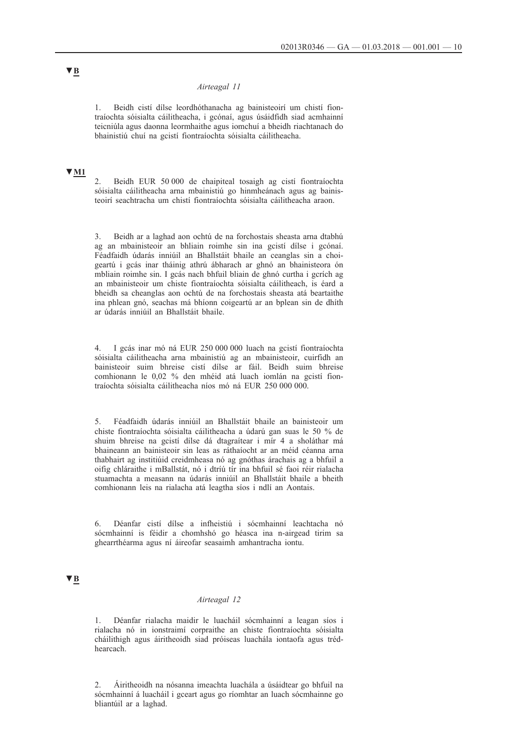▼B

*Airteagal 11*

1. Beidh cistí dílse leordhóthanacha ag bainisteoirí um chistí fiontraíochta sóisialta cáilitheacha, i gcónaí, agus úsáidfidh siad acmhainní teicniúla agus daonna leormhaithe agus iomchuí a bheidh riachtanach do bhainistiú chuí na gcistí fiontraíochta sóisialta cáilitheacha.

▼M1

2. Beidh EUR 50 000 de chaipiteal tosaigh ag cistí fiontraíochta sóisialta cáilitheacha arna mbainistiú go hinmheánach agus ag bainisteoirí seachtracha um chistí fiontraíochta sóisialta cáilitheacha araon.

3. Beidh ar a laghad aon ochtú de na forchostais sheasta arna dtabhú ag an mbainisteoir an bhliain roimhe sin ina gcistí dílse i gcónaí. Féadfaidh údarás inniúil an Bhallstáit bhaile an ceanglas sin a choigeartú i gcás inar tháinig athrú ábhartha ar ghnó an bhainisteora ón mbliain roimhe sin. I gcás nach bhfuil bliain de ghnó curtha i gcrích ag an mbainisteoir um chiste fiontraíochta sóisialta cáilitheach, is éard a bheidh sa cheanglas aon ochtú de na forchostais sheasta atá beartaithe ina phlean gnó, seachas má bhíonn coigeartú ar an bplean sin de dhíth ar údarás inniúil an Bhallstáit bhaile.

4. I gcás inar mó ná EUR 250 000 000 luach na gcistí fiontraíochta sóisialta cáilitheacha arna mbainistiú ag an mbainisteoir, cuirfidh an bainisteoir suim bhreise cistí dílse ar fáil. Beidh suim bhreise comhionann le 0,02 % den mhéid atá luach iomlán na gcistí fiontraíochta sóisialta cáilitheacha níos mó ná EUR 250 000 000.

5. Féadfaidh údarás inniúil an Bhallstáit bhaile an bainisteoir um chiste fiontraíochta sóisialta cáilitheacha a údarú gan suas le 50 % de shuim bhreise na gcistí dílse dá dtagraítear i mír 4 a sholáthar má bhaineann an bainisteoir sin leas as ráthaíocht ar an méid céanna arna thabhairt ag institiúid creidmheasa nó ag gnóthas árachais ag a bhfuil a oifig chláraithe i mBallstát, nó i dtríú tír ina bhfuil sé faoi réir rialacha stuamachta a measann na údarás inniúil an Bhallstáit bhaile a bheith comhionann leis na rialacha atá leagtha síos i ndlí an Aontais.

6. Déanfar cistí dílse a infheistiú i sócmhainní leachtacha nó sócmhainní is féidir a chomhshó go héasca ina n-airgead tirim sa ghearrthéarma agus ní áireofar seasaimh amhantracha iontu.

▼B

*Airteagal 12*

1. Déanfar rialacha maidir le luacháil sócmhainní a leagan síos i rialacha nó in ionstraimí corpraithe an chiste fiontraíochta sóisialta cháilithigh agus áiritheoidh siad próiseas luachála iontaofa agus trédhearcach.

2. Áiritheoidh na nósanna imeachta luachála a úsáidtear go bhfuil na sócmhainní á luacháil i gceart agus go ríomhtar an luach sócmhainne go bliantúil ar a laghad.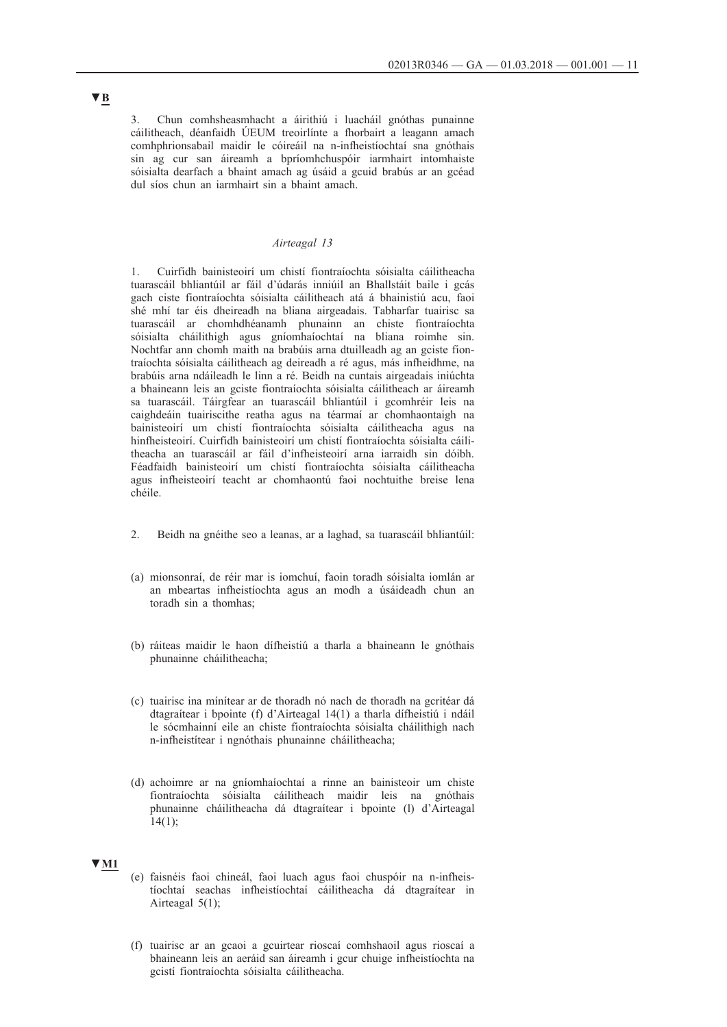▼B

3. Chun comhsheasmhacht a áirithiú i luacháil gnóthas punainne cáilitheach, déanfaidh ÚEUM treoirlínte a fhorbairt a leagann amach comhphrionsabail maidir le cóireáil na n-infheistíochtaí sna gnóthais sin ag cur san áireamh a bpríomhchuspóir iarmhairt intomhaiste sóisialta dearfach a bhaint amach ag úsáid a gcuid brabús ar an gcéad dul síos chun an iarmhairt sin a bhaint amach.

*Airteagal 13*

1. Cuirfidh bainisteoirí um chistí fiontraíochta sóisialta cáilitheacha tuarascáil bhliantúil ar fáil d'údarás inniúil an Bhallstáit baile i gcás gach ciste fiontraíochta sóisialta cáilitheach atá á bhainistiú acu, faoi shé mhí tar éis dheireadh na bliana airgeadais. Tabharfar tuairisc sa tuarascáil ar chomhdhéanamh phunainn an chiste fiontraíochta sóisialta cháilithigh agus gníomhaíochtaí na bliana roimhe sin. Nochtfar ann chomh maith na brabúis arna dtuilleadh ag an gciste fiontraíochta sóisialta cáilitheach ag deireadh a ré agus, más infheidhme, na brabúis arna ndáileadh le linn a ré. Beidh na cuntais airgeadais iniúchta a bhaineann leis an gciste fiontraíochta sóisialta cáilitheach ar áireamh sa tuarascáil. Táirgfear an tuarascáil bhliantúil i gcomhréir leis na caighdeáin tuairiscithe reatha agus na téarmaí ar chomhaontaigh na bainisteoirí um chistí fiontraíochta sóisialta cáilitheacha agus na hinfheisteoirí. Cuirfidh bainisteoirí um chistí fiontraíochta sóisialta cáilitheacha an tuarascáil ar fáil d'infheisteoirí arna iarraidh sin dóibh. Féadfaidh bainisteoirí um chistí fiontraíochta sóisialta cáilitheacha agus infheisteoirí teacht ar chomhaontú faoi nochtuithe breise lena chéile.

2. Beidh na gnéithe seo a leanas, ar a laghad, sa tuarascáil bhliantúil:

(a) mionsonraí, de réir mar is iomchuí, faoin toradh sóisialta iomlán ar an mbeartas infheistíochta agus an modh a úsáideadh chun an toradh sin a thomhas;

(b) ráiteas maidir le haon dífheistiú a tharla a bhaineann le gnóthais phunainne cháilitheacha;

(c) tuairisc ina mínítear ar de thoradh nó nach de thoradh na gcritéar dá dtagraítear i bpointe (f) d'Airteagal 14(1) a tharla dífheistiú i ndáil le sócmhainní eile an chiste fiontraíochta sóisialta cháilithigh nach n-infheistítear i ngnóthais phunainne cháilitheacha;

(d) achoimre ar na gníomhaíochtaí a rinne an bainisteoir um chiste fiontraíochta sóisialta cáilitheach maidir leis na gnóthais phunainne cháilitheacha dá dtagraítear i bpointe (l) d'Airteagal 14(1);

▼M1

(e) faisnéis faoi chineál, faoi luach agus faoi chuspóir na n-infheistíochtaí seachas infheistíochtaí cáilitheacha dá dtagraítear in Airteagal 5(1);

(f) tuairisc ar an gcaoi a gcuirtear rioscaí comhshaoil agus rioscaí a bhaineann leis an aeráid san áireamh i gcur chuige infheistíochta na gcistí fiontraíochta sóisialta cáilitheacha.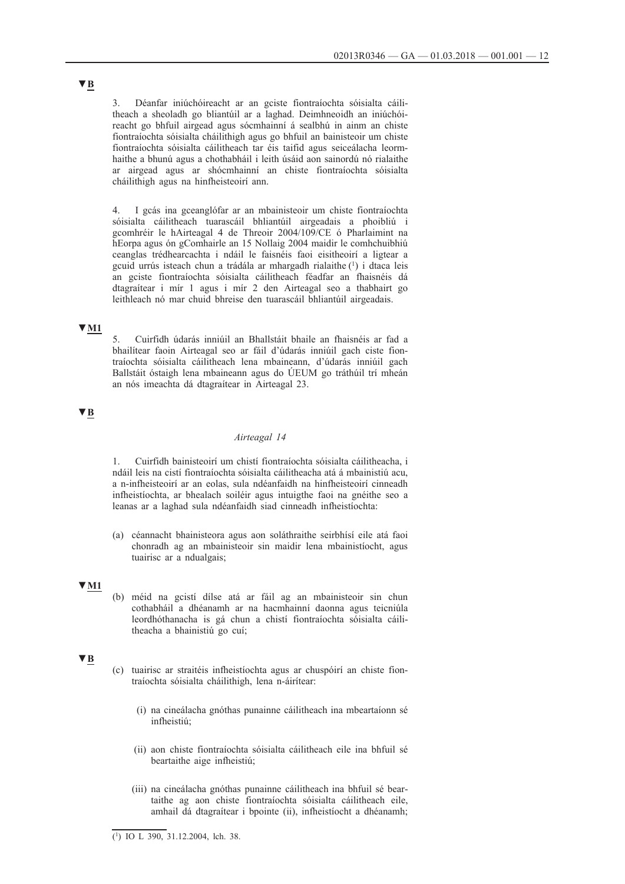▼B

3. Déanfar iniúchóireacht ar an gciste fiontraíochta sóisialta cáilitheach a sheoladh go bliantúil ar a laghad. Deimhneoidh an iniúchóireacht go bhfuil airgead agus sócmhainní á sealbhú in ainm an chiste fiontraíochta sóisialta cháilithigh agus go bhfuil an bainisteoir um chiste fiontraíochta sóisialta cáilitheach tar éis taifid agus seiceálacha leormhaithe a bhunú agus a chothabháil i leith úsáid aon sainordú nó rialaithe ar airgead agus ar shócmhainní an chiste fiontraíochta sóisialta cháilithigh agus na hinfheisteoirí ann.

4. I gcás ina gceanglófar ar an mbainisteoir um chiste fiontraíochta sóisialta cáilitheach tuarascáil bhliantúil airgeadais a phoibliú i gcomhréir le hAirteagal 4 de Threoir 2004/109/CE ó Pharlaimint na hEorpa agus ón gComhairle an 15 Nollaig 2004 maidir le comhchuibhiú ceanglas trédhearcachta i ndáil le faisnéis faoi eisitheoirí a ligtear a gcuid urrús isteach chun a trádála ar mhargadh rialaithe [1] i dtaca leis an gciste fiontraíochta sóisialta cáilitheach féadfar an fhaisnéis dá dtagraítear i mír 1 agus i mír 2 den Airteagal seo a thabhairt go leithleach nó mar chuid bhreise den tuarascáil bhliantúil airgeadais.

▼M1

5. Cuirfidh údarás inniúil an Bhallstáit bhaile an fhaisnéis ar fad a bhailítear faoin Airteagal seo ar fáil d'údarás inniúil gach ciste fiontraíochta sóisialta cáilitheach lena mbaineann, d'údarás inniúil gach Ballstáit óstaigh lena mbaineann agus do ÚEUM go tráthúil trí mheán an nós imeachta dá dtagraítear in Airteagal 23.

▼B

*Airteagal 14*

1. Cuirfidh bainisteoirí um chistí fiontraíochta sóisialta cáilitheacha, i ndáil leis na cistí fiontraíochta sóisialta cáilitheacha atá á mbainistiú acu, a n-infheisteoirí ar an eolas, sula ndéanfaidh na hinfheisteoirí cinneadh infheistíochta, ar bhealach soiléir agus intuigthe faoi na gnéithe seo a leanas ar a laghad sula ndéanfaidh siad cinneadh infheistíochta:

(a) céannacht bhainisteora agus aon soláthraithe seirbhísí eile atá faoi chonradh ag an mbainisteoir sin maidir lena mbainistíocht, agus tuairisc ar a ndualgais;

▼M1

(b) méid na gcistí dílse atá ar fáil ag an mbainisteoir sin chun cothabháil a dhéanamh ar na hacmhainní daonna agus teicniúla leordhóthanacha is gá chun a chistí fiontraíochta sóisialta cáilitheacha a bhainistiú go cuí;

▼B

(c) tuairisc ar straitéis infheistíochta agus ar chuspóirí an chiste fiontraíochta sóisialta cháilithigh, lena n-áirítear:

(i) na cineálacha gnóthas punainne cáilitheach ina mbeartaíonn sé infheistiú;

(ii) aon chiste fiontraíochta sóisialta cáilitheach eile ina bhfuil sé beartaithe aige infheistiú;

(iii) na cineálacha gnóthas punainne cáilitheach ina bhfuil sé beartaithe ag aon chiste fiontraíochta sóisialta cáilitheach eile, amhail dá dtagraítear i bpointe (ii), infheistíocht a dhéanamh;

[1] IO L 390, 31.12.2004, lch. 38.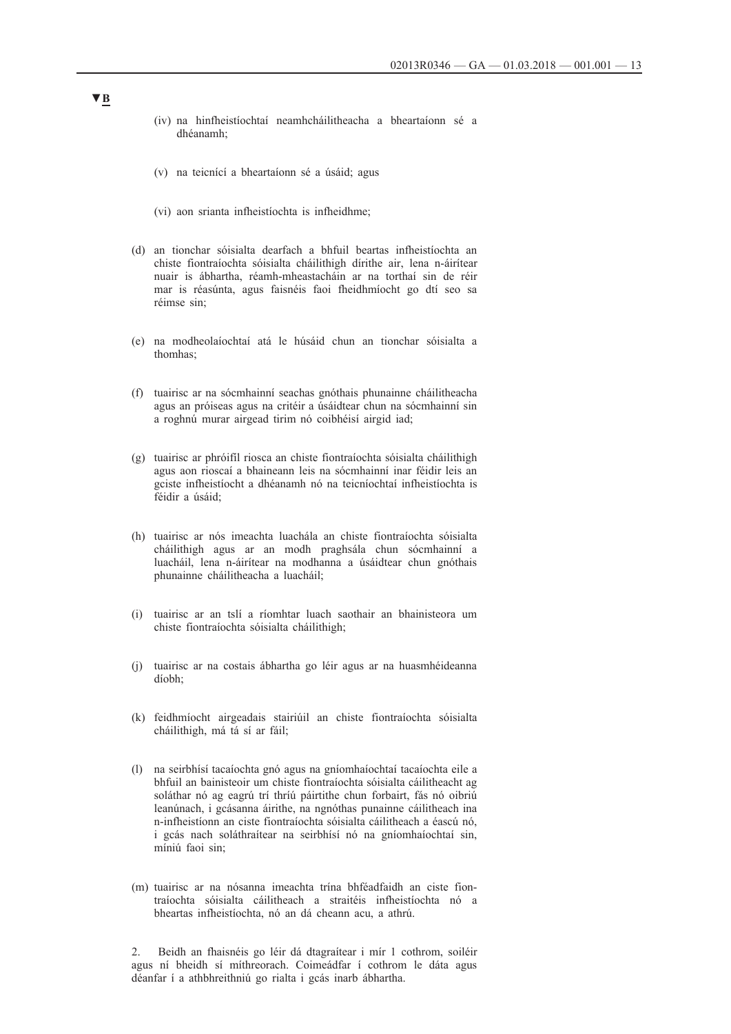▼B

(iv) na hinfheistíochtaí neamhcháilitheacha a bheartaíonn sé a dhéanamh;

(v) na teicnící a bheartaíonn sé a úsáid; agus

(vi) aon srianta infheistíochta is infheidhme;

(d) an tionchar sóisialta dearfach a bhfuil beartas infheistíochta an chiste fiontraíochta sóisialta cháilithigh dírithe air, lena n-áirítear nuair is ábhartha, réamh-mheastacháin ar na torthaí sin de réir mar is réasúnta, agus faisnéis faoi fheidhmíocht go dtí seo sa réimse sin;

(e) na modheolaíochtaí atá le húsáid chun an tionchar sóisialta a thomhas;

(f) tuairisc ar na sócmhainní seachas gnóthais phunainne cháilitheacha agus an próiseas agus na critéir a úsáidtear chun na sócmhainní sin a roghnú murar airgead tirim nó coibhéisí airgid iad;

(g) tuairisc ar phróifíl riosca an chiste fiontraíochta sóisialta cháilithigh agus aon rioscaí a bhaineann leis na sócmhainní inar féidir leis an gciste infheistíocht a dhéanamh nó na teicníochtaí infheistíochta is féidir a úsáid;

(h) tuairisc ar nós imeachta luachála an chiste fiontraíochta sóisialta cháilithigh agus ar an modh praghsála chun sócmhainní a luacháil, lena n-áirítear na modhanna a úsáidtear chun gnóthais phunainne cháilitheacha a luacháil;

(i) tuairisc ar an tslí a ríomhtar luach saothair an bhainisteora um chiste fiontraíochta sóisialta cháilithigh;

(j) tuairisc ar na costais ábhartha go léir agus ar na huasmhéideanna díobh;

(k) feidhmíocht airgeadais stairiúil an chiste fiontraíochta sóisialta cháilithigh, má tá sí ar fáil;

(l) na seirbhísí tacaíochta gnó agus na gníomhaíochtaí tacaíochta eile a bhfuil an bainisteoir um chiste fiontraíochta sóisialta cáilitheacht ag soláthar nó ag eagrú trí thríú páirtithe chun forbairt, fás nó oibriú leanúnach, i gcásanna áirithe, na ngnóthas punainne cáilitheach ina n-infheistíonn an ciste fiontraíochta sóisialta cáilitheach a éascú nó, i gcás nach soláthraítear na seirbhísí nó na gníomhaíochtaí sin, míniú faoi sin;

(m) tuairisc ar na nósanna imeachta trína bhféadfaidh an ciste fiontraíochta sóisialta cáilitheach a straitéis infheistíochta nó a bheartas infheistíochta, nó an dá cheann acu, a athrú.

2. Beidh an fhaisnéis go léir dá dtagraítear i mír 1 cothrom, soiléir agus ní bheidh sí míthreorach. Coimeádfar í cothrom le dáta agus déanfar í a athbhreithniú go rialta i gcás inarb ábhartha.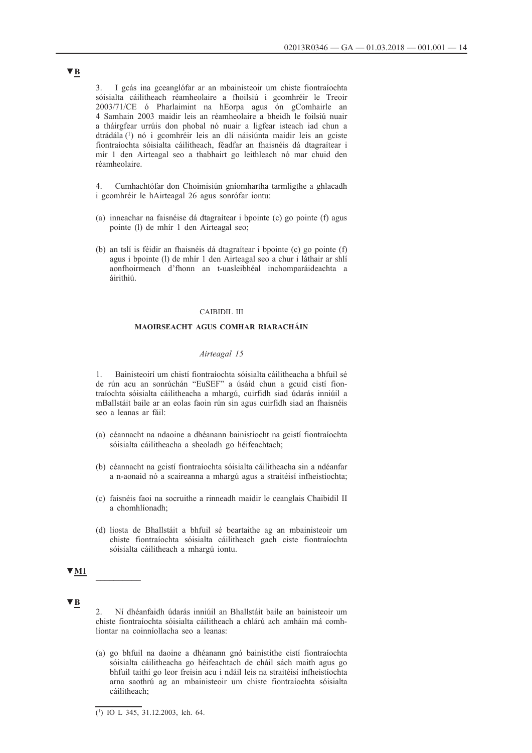▼B

3. I gcás ina gceanglófar ar an mbainisteoir um chiste fiontraíochta sóisialta cáilitheach réamheolaire a fhoilsiú i gcomhréir le Treoir 2003/71/CE ó Pharlaimint na hEorpa agus ón gComhairle an 4 Samhain 2003 maidir leis an réamheolaire a bheidh le foilsiú nuair a tháirgfear urrúis don phobal nó nuair a ligfear isteach iad chun a dtrádála [1] nó i gcomhréir leis an dlí náisiúnta maidir leis an gciste fiontraíochta sóisialta cáilitheach, féadfar an fhaisnéis dá dtagraítear i mír 1 den Airteagal seo a thabhairt go leithleach nó mar chuid den réamheolaire.

4. Cumhachtófar don Choimisiún gníomhartha tarmligthe a ghlacadh i gcomhréir le hAirteagal 26 agus sonrófar iontu:

(a) inneachar na faisnéise dá dtagraítear i bpointe (c) go pointe (f) agus pointe (l) de mhír 1 den Airteagal seo;

(b) an tslí is féidir an fhaisnéis dá dtagraítear i bpointe (c) go pointe (f) agus i bpointe (l) de mhír 1 den Airteagal seo a chur i láthair ar shlí aonfhoirmeach d'fhonn an t-uasleibhéal inchomparáideachta a áirithiú.

## CAIBIDIL III

## MAOIRSEACHT AGUS COMHAR RIARACHÁIN

### *Airteagal 15*

1. Bainisteoirí um chistí fiontraíochta sóisialta cáilitheacha a bhfuil sé de rún acu an sonrúchán "EuSEF" a úsáid chun a gcuid cistí fiontraíochta sóisialta cáilitheacha a mhargú, cuirfidh siad údarás inniúil a mBallstáit baile ar an eolas faoin rún sin agus cuirfidh siad an fhaisnéis seo a leanas ar fáil:

(a) céannacht na ndaoine a dhéanann bainistíocht na gcistí fiontraíochta sóisialta cáilitheacha a sheoladh go héifeachtach;

(b) céannacht na gcistí fiontraíochta sóisialta cáilitheacha sin a ndéanfar a n-aonaid nó a scaireanna a mhargú agus a straitéisí infheistíochta;

(c) faisnéis faoi na socruithe a rinneadh maidir le ceanglais Chaibidil II a chomhlíonadh;

(d) liosta de Bhallstáit a bhfuil sé beartaithe ag an mbainisteoir um chiste fiontraíochta sóisialta cáilitheach gach ciste fiontraíochta sóisialta cáilitheach a mhargú iontu.

▼M1

__________

▼B

2. Ní dhéanfaidh údarás inniúil an Bhallstáit baile an bainisteoir um chiste fiontraíochta sóisialta cáilitheach a chlárú ach amháin má comhlíontar na coinníollacha seo a leanas:

(a) go bhfuil na daoine a dhéanann gnó bainistithe cistí fiontraíochta sóisialta cáilitheacha go héifeachtach de cháil sách maith agus go bhfuil taithí go leor freisin acu i ndáil leis na straitéisí infheistíochta arna saothrú ag an mbainisteoir um chiste fiontraíochta sóisialta cáilitheach;

---

[1] IO L 345, 31.12.2003, lch. 64.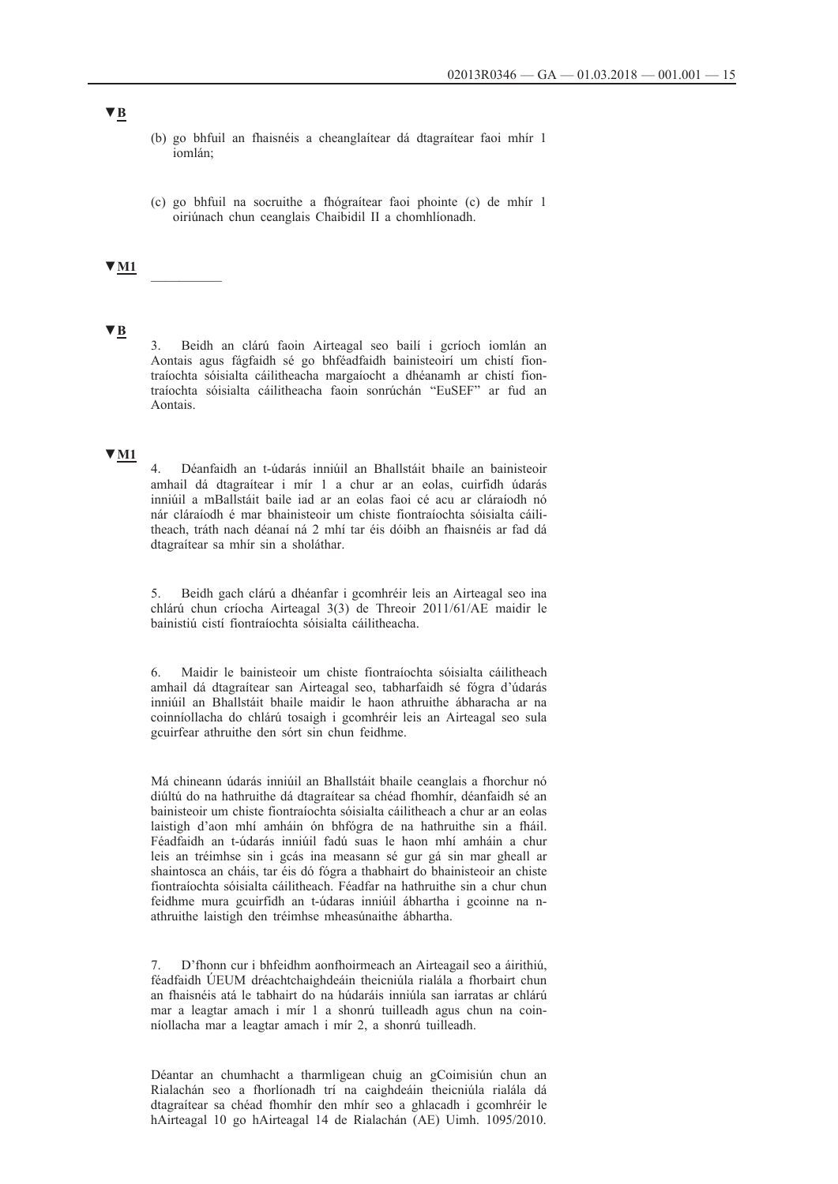▼B

(b) go bhfuil an fhaisnéis a cheanglaítear dá dtagraítear faoi mhír 1 iomlán;

(c) go bhfuil na socruithe a fhógraítear faoi phointe (c) de mhír 1 oiriúnach chun ceanglais Chaibidil II a chomhlíonadh.

▼M1

__________

▼B

3. Beidh an clárú faoin Airteagal seo bailí i gcríoch iomlán an Aontais agus fágfaidh sé go bhféadfaidh bainisteoirí um chistí fiontraíochta sóisialta cáilitheacha margaíocht a dhéanamh ar chistí fiontraíochta sóisialta cáilitheacha faoin sonrúchán "EuSEF" ar fud an Aontais.

▼M1

4. Déanfaidh an t-údarás inniúil an Bhallstáit bhaile an bainisteoir amhail dá dtagraítear i mír 1 a chur ar an eolas, cuirfidh údarás inniúil a mBallstáit baile iad ar an eolas faoi cé acu ar cláraíodh nó nár cláraíodh é mar bhainisteoir um chiste fiontraíochta sóisialta cáilitheach, tráth nach déanaí ná 2 mhí tar éis dóibh an fhaisnéis ar fad dá dtagraítear sa mhír sin a sholáthar.

5. Beidh gach clárú a dhéanfar i gcomhréir leis an Airteagal seo ina chlárú chun críocha Airteagal 3(3) de Threoir 2011/61/AE maidir le bainistiú cistí fiontraíochta sóisialta cáilitheacha.

6. Maidir le bainisteoir um chiste fiontraíochta sóisialta cáilitheach amhail dá dtagraítear san Airteagal seo, tabharfaidh sé fógra d'údarás inniúil an Bhallstáit bhaile maidir le haon athruithe ábharacha ar na coinníollacha do chlárú tosaigh i gcomhréir leis an Airteagal seo sula gcuirfear athruithe den sórt sin chun feidhme.

Má chineann údarás inniúil an Bhallstáit bhaile ceanglais a fhorchur nó diúltú do na hathruithe dá dtagraítear sa chéad fhomhír, déanfaidh sé an bainisteoir um chiste fiontraíochta sóisialta cáilitheach a chur ar an eolas laistigh d'aon mhí amháin ón bhfógra de na hathruithe sin a fháil. Féadfaidh an t-údarás inniúil fadú suas le haon mhí amháin a chur leis an tréimhse sin i gcás ina measann sé gur gá sin mar gheall ar shaintosca an cháis, tar éis dó fógra a thabhairt do bhainisteoir an chiste fiontraíochta sóisialta cáilitheach. Féadfar na hathruithe sin a chur chun feidhme mura gcuirfidh an t-údaras inniúil ábhartha i gcoinne na n-athruithe laistigh den tréimhse mheasúnaithe ábhartha.

7. D'fhonn cur i bhfeidhm aonfhoirmeach an Airteagail seo a áirithiú, féadfaidh ÚEUM dréachtchaighdeáin theicniúla rialála a fhorbairt chun an fhaisnéis atá le tabhairt do na húdaráis inniúla san iarratas ar chlárú mar a leagtar amach i mír 1 a shonrú tuilleadh agus chun na coinníollacha mar a leagtar amach i mír 2, a shonrú tuilleadh.

Déantar an chumhacht a tharmligean chuig an gCoimisiún chun an Rialachán seo a fhorlíonadh trí na caighdeáin theicniúla rialála dá dtagraítear sa chéad fhomhír den mhír seo a ghlacadh i gcomhréir le hAirteagal 10 go hAirteagal 14 de Rialachán (AE) Uimh. 1095/2010.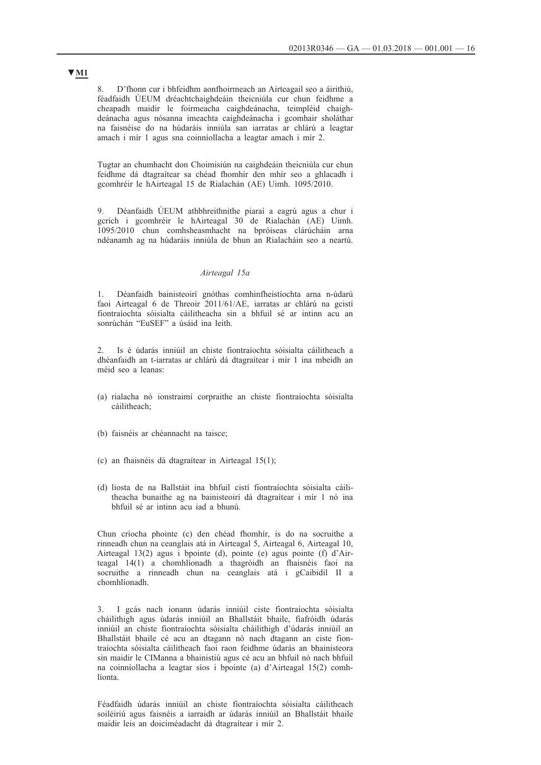▼M1

8. D'fhonn cur i bhfeidhm aonfhoirmeach an Airteagail seo a áirithiú, féadfaidh ÚEUM dréachtchaighdeáin theicniúla cur chun feidhme a cheapadh maidir le foirmeacha caighdeánacha, teimpléid chaighdeánacha agus nósanna imeachta caighdeánacha i gcomhair sholáthar na faisnéise do na húdaráis inniúla san iarratas ar chlárú a leagtar amach i mír 1 agus sna coinníollacha a leagtar amach i mír 2.

Tugtar an chumhacht don Choimisiún na caighdeáin theicniúla cur chun feidhme dá dtagraítear sa chéad fhomhír den mhír seo a ghlacadh i gcomhréir le hAirteagal 15 de Rialachán (AE) Uimh. 1095/2010.

9. Déanfaidh ÚEUM athbhreithnithe piaraí a eagrú agus a chur i gcrích i gcomhréir le hAirteagal 30 de Rialachán (AE) Uimh. 1095/2010 chun comhsheasmhacht na bpróiseas clárúcháin arna ndéanamh ag na húdaráis inniúla de bhun an Rialacháin seo a neartú.

*Airteagal 15a*

1. Déanfaidh bainisteoirí gnóthas comhinfheistíochta arna n-údarú faoi Airteagal 6 de Threoir 2011/61/AE, iarratas ar chlárú na gcistí fiontraíochta sóisialta cáilitheacha sin a bhfuil sé ar intinn acu an sonrúchán "EuSEF" a úsáid ina leith.

2. Is é údarás inniúil an chiste fiontraíochta sóisialta cáilitheach a dhéanfaidh an t-iarratas ar chlárú dá dtagraítear i mír 1 ina mbeidh an méid seo a leanas:

(a) rialacha nó ionstraimí corpraithe an chiste fiontraíochta sóisialta cáilitheach;

(b) faisnéis ar chéannacht na taisce;

(c) an fhaisnéis dá dtagraítear in Airteagal 15(1);

(d) liosta de na Ballstáit ina bhfuil cistí fiontraíochta sóisialta cáilitheacha bunaithe ag na bainisteoirí dá dtagraítear i mír 1 nó ina bhfuil sé ar intinn acu iad a bhunú.

Chun críocha phointe (c) den chéad fhomhír, is do na socruithe a rinneadh chun na ceanglais atá in Airteagal 5, Airteagal 6, Airteagal 10, Airteagal 13(2) agus i bpointe (d), pointe (e) agus pointe (f) d'Airteagal 14(1) a chomhlíonadh a thagróidh an fhaisnéis faoi na socruithe a rinneadh chun na ceanglais atá i gCaibidil II a chomhlíonadh.

3. I gcás nach ionann údarás inniúil ciste fiontraíochta sóisialta cháilithigh agus údarás inniúil an Bhallstáit bhaile, fiafróidh údarás inniúil an chiste fiontraíochta sóisialta cháilithigh d'údarás inniúil an Bhallstáit bhaile cé acu an dtagann nó nach dtagann an ciste fiontraíochta sóisialta cáilitheach faoi raon feidhme údarás an bhainisteora sin maidir le CIManna a bhainistiú agus cé acu an bhfuil nó nach bhfuil na coinníollacha a leagtar síos i bpointe (a) d'Airteagal 15(2) comhlíonta.

Féadfaidh údarás inniúil an chiste fiontraíochta sóisialta cáilitheach soiléiriú agus faisnéis a iarraidh ar údarás inniúil an Bhallstáit bhaile maidir leis an doiciméadacht dá dtagraítear i mír 2.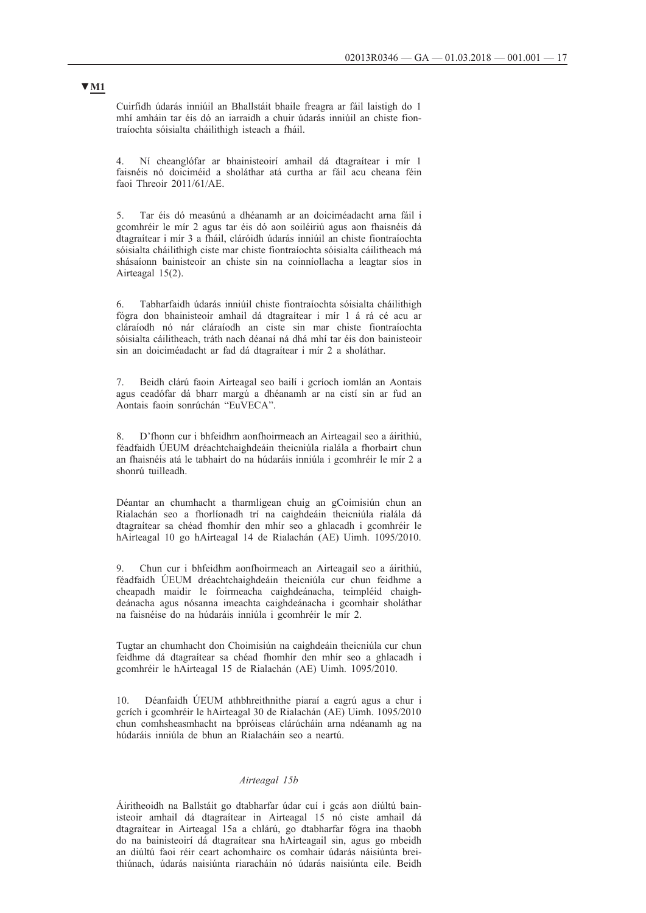▼M1

Cuirfidh údarás inniúil an Bhallstáit bhaile freagra ar fáil laistigh de 1 mhí amháin tar éis dó an iarraidh a chuir údarás inniúil an chiste fiontraíochta sóisialta cháilithigh isteach a fháil.

4. Ní cheanglófar ar bhainisteoirí amhail dá dtagraítear i mír 1 faisnéis nó doiciméid a sholáthar atá curtha ar fáil acu cheana féin faoi Threoir 2011/61/AE.

5. Tar éis dó measúnú a dhéanamh ar an doiciméadacht arna fáil i gcomhréir le mír 2 agus tar éis dó aon soiléiriú agus aon fhaisnéis dá dtagraítear i mír 3 a fháil, cláróidh údarás inniúil an chiste fiontraíochta sóisialta cháilithigh ciste mar chiste fiontraíochta sóisialta cáilitheach má shásaíonn bainisteoir an chiste sin na coinníollacha a leagtar síos in Airteagal 15(2).

6. Tabharfaidh údarás inniúil chiste fiontraíochta sóisialta cháilithigh fógra don bhainisteoir amhail dá dtagraítear i mír 1 á rá cé acu ar cláraíodh nó nár cláraíodh an ciste sin mar chiste fiontraíochta sóisialta cáilitheach, tráth nach déanaí ná dhá mhí tar éis don bhainisteoir sin an doiciméadacht ar fad dá dtagraítear i mír 2 a sholáthar.

7. Beidh clárú faoin Airteagal seo bailí i gcríoch iomlán an Aontais agus ceadófar dá bharr margú a dhéanamh ar na cistí sin ar fud an Aontais faoin sonrúchán "EuVECA".

8. D'fhonn cur i bhfeidhm aonfhoirmeach an Airteagail seo a áirithiú, féadfaidh ÚEUM dréachtchaighdeáin theicniúla rialála a fhorbairt chun an fhaisnéis atá le tabhairt do na húdaráis inniúla i gcomhréir le mír 2 a shonrú tuilleadh.

Déantar an chumhacht a tharmligean chuig an gCoimisiún chun an Rialachán seo a fhorlíonadh trí na caighdeáin theicniúla rialála dá dtagraítear sa chéad fhomhír den mhír seo a ghlacadh i gcomhréir le hAirteagal 10 go hAirteagal 14 de Rialachán (AE) Uimh. 1095/2010.

9. Chun cur i bhfeidhm aonfhoirmeach an Airteagail seo a áirithiú, féadfaidh ÚEUM dréachtchaighdeáin theicniúla cur chun feidhme a cheapadh maidir le foirmeacha caighdeánacha, teimpléid chaighdeánacha agus nósanna imeachta caighdeánacha i gcomhair sholáthar na faisnéise do na húdaráis inniúla i gcomhréir le mír 2.

Tugtar an chumhacht don Choimisiún na caighdeáin theicniúla cur chun feidhme dá dtagraítear sa chéad fhomhír den mhír seo a ghlacadh i gcomhréir le hAirteagal 15 de Rialachán (AE) Uimh. 1095/2010.

10. Déanfaidh ÚEUM athbhreithnithe piaraí a eagrú agus a chur i gcrích i gcomhréir le hAirteagal 30 de Rialachán (AE) Uimh. 1095/2010 chun comhsheasmhacht na bpróiseas clárúcháin arna ndéanamh ag na húdaráis inniúla de bhun an Rialacháin seo a neartú.

*Airteagal 15b*

Áiritheoidh na Ballstáit go dtabharfar údar cuí i gcás aon diúltú bainisteoir amhail dá dtagraítear in Airteagal 15 nó ciste amhail dá dtagraítear in Airteagal 15a a chlárú, go dtabharfar fógra ina thaobh do na bainisteoirí dá dtagraítear sna hAirteagail sin, agus go mbeidh an diúltú faoi réir ceart achomhairc os comhair údarás náisiúnta breithiúnach, údarás naisiúnta riaracháin nó údarás naisiúnta eile. Beidh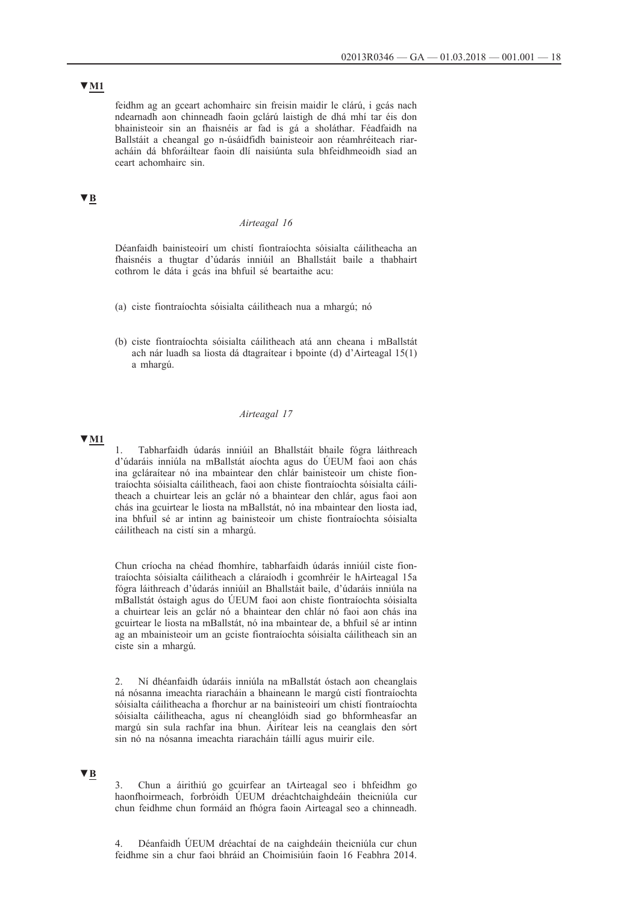▼M1

feidhm ag an gceart achomhairc sin freisin maidir le clárú, i gcás nach ndearnadh aon chinneadh faoin gclárú laistigh de dhá mhí tar éis don bhainisteoir sin an fhaisnéis ar fad is gá a sholáthar. Féadfaidh na Ballstáit a cheangal go n-úsáidfidh bainisteoir aon réamhréiteach riaracháin dá bhforáiltear faoin dlí naisiúnta sula bhfeidhmeoidh siad an ceart achomhairc sin.

▼B

*Airteagal 16*

Déanfaidh bainisteoirí um chistí fiontraíochta sóisialta cáilitheacha an fhaisnéis a thugtar d'údarás inniúil an Bhallstáit baile a thabhairt cothrom le dáta i gcás ina bhfuil sé beartaithe acu:

(a) ciste fiontraíochta sóisialta cáilitheach nua a mhargú; nó

(b) ciste fiontraíochta sóisialta cáilitheach atá ann cheana i mBallstát ach nár luadh sa liosta dá dtagraítear i bpointe (d) d'Airteagal 15(1) a mhargú.

*Airteagal 17*

▼M1

1. Tabharfaidh údarás inniúil an Bhallstáit bhaile fógra láithreach d'údaráis inniúla na mBallstát aíochta agus do ÚEUM faoi aon chás ina gcláraítear nó ina mbaintear den chlár bainisteoir um chiste fiontraíochta sóisialta cáilitheach, faoi aon chiste fiontraíochta sóisialta cáilitheach a chuirtear leis an gclár nó a bhaintear den chlár, agus faoi aon chás ina gcuirtear le liosta na mBallstát, nó ina mbaintear den liosta iad, ina bhfuil sé ar intinn ag bainisteoir um chiste fiontraíochta sóisialta cáilitheach na cistí sin a mhargú.

Chun críocha na chéad fhomhíre, tabharfaidh údarás inniúil ciste fiontraíochta sóisialta cáilitheach a cláraíodh i gcomhréir le hAirteagal 15a fógra láithreach d'údarás inniúil an Bhallstáit baile, d'údaráis inniúla na mBallstát óstaigh agus do ÚEUM faoi aon chiste fiontraíochta sóisialta a chuirtear leis an gclár nó a bhaintear den chlár nó faoi aon chás ina gcuirtear le liosta na mBallstát, nó ina mbaintear de, a bhfuil sé ar intinn ag an mbainisteoir um an gciste fiontraíochta sóisialta cáilitheach sin an ciste sin a mhargú.

2. Ní dhéanfaidh údaráis inniúla na mBallstát óstach aon cheanglais ná nósanna imeachta riaracháin a bhaineann le margú cistí fiontraíochta sóisialta cáilitheacha a fhorchur ar na bainisteoirí um chistí fiontraíochta sóisialta cáilitheacha, agus ní cheanglóidh siad go bhformheasfar an margú sin sula rachfar ina bhun. Áirítear leis na ceanglais den sórt sin nó na nósanna imeachta riaracháin táillí agus muirir eile.

▼B

3. Chun a áirithiú go gcuirfear an tAirteagal seo i bhfeidhm go haonfhoirmeach, forbróidh ÚEUM dréachtchaighdeáin theicniúla cur chun feidhme chun formáid an fhógra faoin Airteagal seo a chinneadh.

4. Déanfaidh ÚEUM dréachtaí de na caighdeáin theicniúla cur chun feidhme sin a chur faoi bhráid an Choimisiúin faoin 16 Feabhra 2014.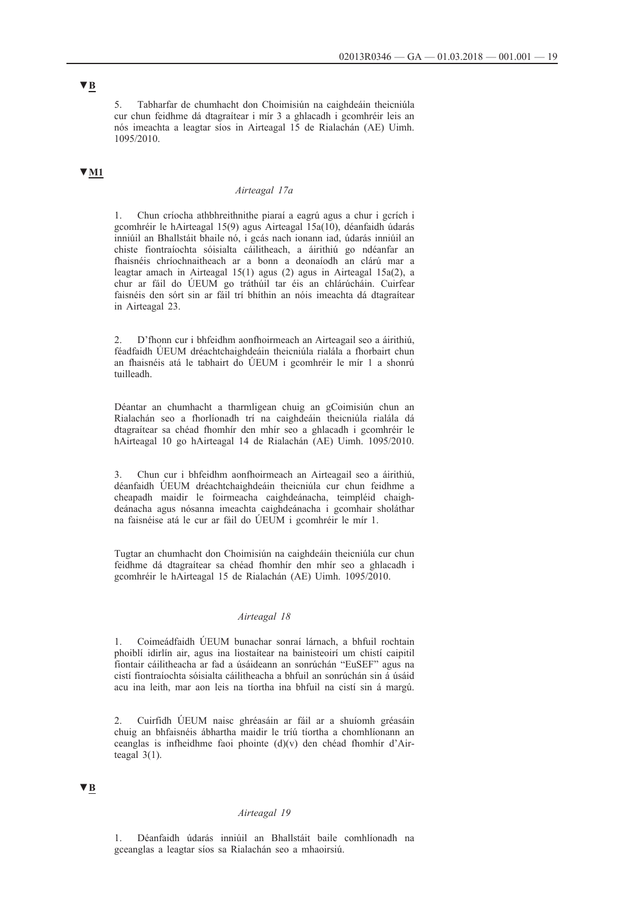▼B

5. Tabharfar de chumhacht don Choimisiún na caighdeáin theicniúla cur chun feidhme dá dtagraítear i mír 3 a ghlacadh i gcomhréir leis an nós imeachta a leagtar síos in Airteagal 15 de Rialachán (AE) Uimh. 1095/2010.

▼M1

*Airteagal 17a*

1. Chun críocha athbhreithnithe piaraí a eagrú agus a chur i gcrích i gcomhréir le hAirteagal 15(9) agus Airteagal 15a(10), déanfaidh údarás inniúil an Bhallstáit bhaile nó, i gcás nach ionann iad, údarás inniúil an chiste fiontraíochta sóisialta cáilitheach, a áirithiú go ndéanfar an fhaisnéis chríochnaitheach ar a bonn a deonaíodh an clárú mar a leagtar amach in Airteagal 15(1) agus (2) agus in Airteagal 15a(2), a chur ar fáil do ÚEUM go tráthúil tar éis an chlárúcháin. Cuirfear faisnéis den sórt sin ar fáil trí bhíthin an nóis imeachta dá dtagraítear in Airteagal 23.

2. D'fhonn cur i bhfeidhm aonfhoirmeach an Airteagail seo a áirithiú, féadfaidh ÚEUM dréachtchaighdeáin theicniúla rialála a fhorbairt chun an fhaisnéis atá le tabhairt do ÚEUM i gcomhréir le mír 1 a shonrú tuilleadh.

Déantar an chumhacht a tharmligean chuig an gCoimisiún chun an Rialachán seo a fhorlíonadh trí na caighdeáin theicniúla rialála dá dtagraítear sa chéad fhomhír den mhír seo a ghlacadh i gcomhréir le hAirteagal 10 go hAirteagal 14 de Rialachán (AE) Uimh. 1095/2010.

3. Chun cur i bhfeidhm aonfhoirmeach an Airteagail seo a áirithiú, déanfaidh ÚEUM dréachtchaighdeáin theicniúla cur chun feidhme a cheapadh maidir le foirmeacha caighdeánacha, teimpléid chaighdeánacha agus nósanna imeachta caighdeánacha i gcomhair sholáthar na faisnéise atá le cur ar fáil do ÚEUM i gcomhréir le mír 1.

Tugtar an chumhacht don Choimisiún na caighdeáin theicniúla cur chun feidhme dá dtagraítear sa chéad fhomhír den mhír seo a ghlacadh i gcomhréir le hAirteagal 15 de Rialachán (AE) Uimh. 1095/2010.

*Airteagal 18*

1. Coimeádfaidh ÚEUM bunachar sonraí lárnach, a bhfuil rochtain phoiblí idirlín air, agus ina liostaítear na bainisteoirí um chistí caipitil fiontair cáilitheacha ar fad a úsáideann an sonrúchán "EuSEF" agus na cistí fiontraíochta sóisialta cáilitheacha a bhfuil an sonrúchán sin á úsáid acu ina leith, mar aon leis na tíortha ina bhfuil na cistí sin á margú.

2. Cuirfidh ÚEUM naisc ghréasáin ar fáil ar a shuíomh gréasáin chuig an bhfaisnéis ábhartha maidir le tríú tíortha a chomhlíonann an ceanglas is infheidhme faoi phointe (d)(v) den chéad fhomhír d'Airteagal 3(1).

▼B

*Airteagal 19*

1. Déanfaidh údarás inniúil an Bhallstáit baile comhlíonadh na gceanglas a leagtar síos sa Rialachán seo a mhaoirsiú.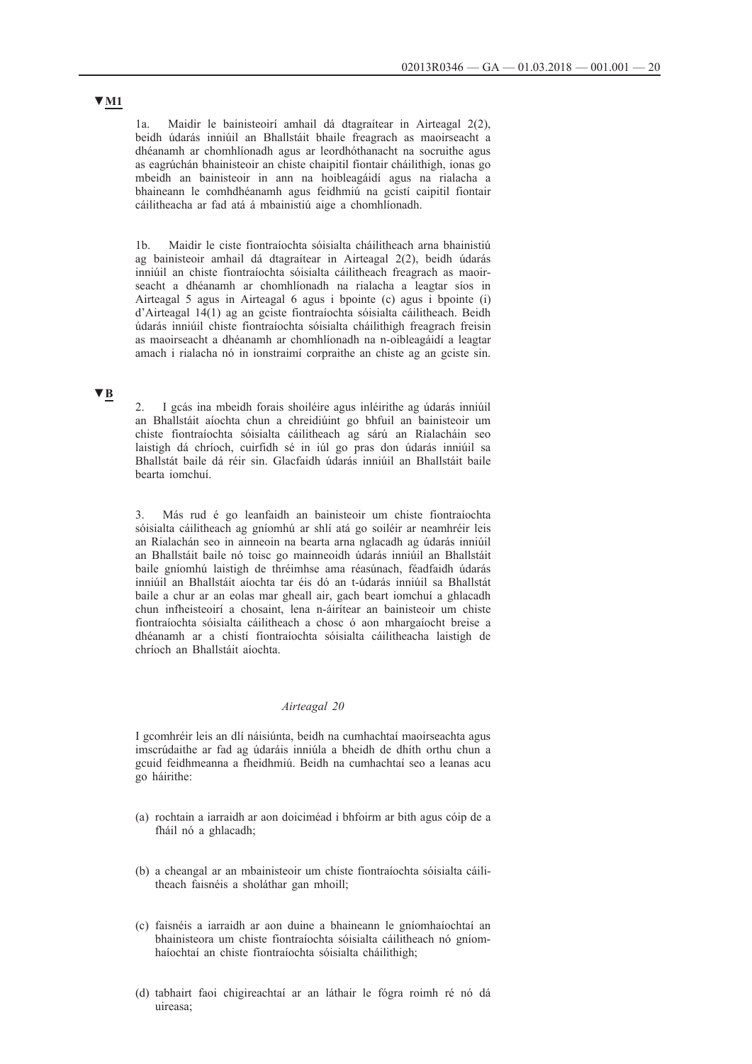▼M1

1a. Maidir le bainisteoirí amhail dá dtagraítear in Airteagal 2(2), beidh údarás inniúil an Bhallstáit bhaile freagrach as maoirseacht a dhéanamh ar chomhlíonadh agus ar leordhóthanacht na socruithe agus as eagrúchán bhainisteoir an chiste chaipitil fiontair cháilithigh, ionas go mbeidh an bainisteoir in ann na hoibleagáidí agus na rialacha a bhaineann le comhdhéanamh agus feidhmiú na gcistí caipitil fiontair cáilitheacha ar fad atá á mbainistiú aige a chomhlíonadh.

1b. Maidir le ciste fiontraíochta sóisialta cháilitheach arna bhainistiú ag bainisteoir amhail dá dtagraítear in Airteagal 2(2), beidh údarás inniúil an chiste fiontraíochta sóisialta cáilitheach freagrach as maoirseacht a dhéanamh ar chomhlíonadh na rialacha a leagtar síos in Airteagal 5 agus in Airteagal 6 agus i bpointe (c) agus i bpointe (i) d'Airteagal 14(1) ag an gciste fiontraíochta sóisialta cáilitheach. Beidh údarás inniúil chiste fiontraíochta sóisialta cháilithigh freagrach freisin as maoirseacht a dhéanamh ar chomhlíonadh na n-oibleagáidí a leagtar amach i rialacha nó in ionstraimí corpraithe an chiste ag an gciste sin.

▼B

2. I gcás ina mbeidh forais shoiléire agus inléirithe ag údarás inniúil an Bhallstáit aíochta chun a chreidiúint go bhfuil an bainisteoir um chiste fiontraíochta sóisialta cáilitheach ag sárú an Rialacháin seo laistigh dá chríoch, cuirfidh sé in iúl go pras don údarás inniúil sa Bhallstát baile dá réir sin. Glacfaidh údarás inniúil an Bhallstáit baile bearta iomchuí.

3. Más rud é go leanfaidh an bainisteoir um chiste fiontraíochta sóisialta cáilitheach ag gníomhú ar shlí atá go soiléir ar neamhréir leis an Rialachán seo in ainneoin na bearta arna nglacadh ag údarás inniúil an Bhallstáit baile nó toisc go mainneoidh údarás inniúil an Bhallstáit baile gníomhú laistigh de thréimhse ama réasúnach, féadfaidh údarás inniúil an Bhallstáit aíochta tar éis dó an t-údarás inniúil sa Bhallstát baile a chur ar an eolas mar gheall air, gach beart iomchuí a ghlacadh chun infheisteoirí a chosaint, lena n-áirítear an bainisteoir um chiste fiontraíochta sóisialta cáilitheach a chosc ó aon mhargaíocht breise a dhéanamh ar a chistí fiontraíochta sóisialta cáilitheacha laistigh de chríoch an Bhallstáit aíochta.

*Airteagal 20*

I gcomhréir leis an dlí náisiúnta, beidh na cumhachtaí maoirseachta agus imscrúdaithe ar fad ag údaráis inniúla a bheidh de dhíth orthu chun a gcuid feidhmeanna a fheidhmiú. Beidh na cumhachtaí seo a leanas acu go háirithe:

(a) rochtain a iarraidh ar aon doiciméad i bhfoirm ar bith agus cóip de a fháil nó a ghlacadh;

(b) a cheangal ar an mbainisteoir um chiste fiontraíochta sóisialta cáilitheach faisnéis a sholáthar gan mhoill;

(c) faisnéis a iarraidh ar aon duine a bhaineann le gníomhaíochtaí an bhainisteora um chiste fiontraíochta sóisialta cáilitheach nó gníomhaíochtaí an chiste fiontraíochta sóisialta cháilithigh;

(d) tabhairt faoi chigireachtaí ar an láthair le fógra roimh ré nó dá uireasa;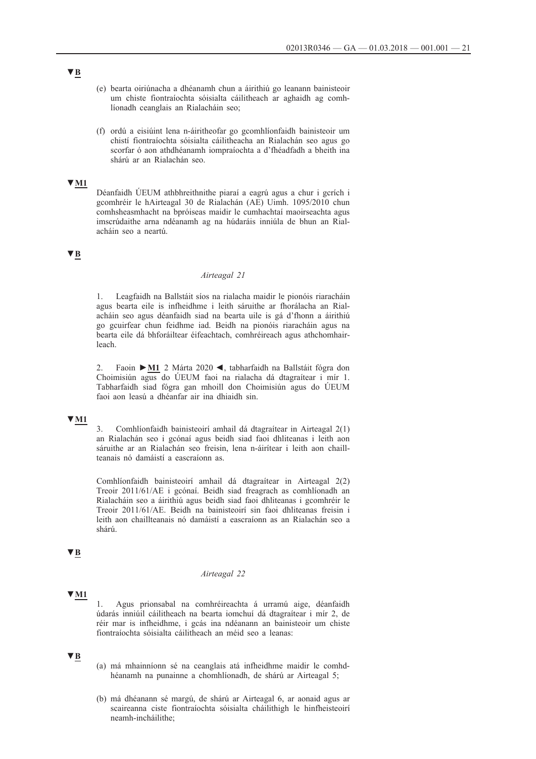▼B

(e) bearta oiriúnacha a dhéanamh chun a áirithiú go leanann bainisteoir um chiste fiontraíochta sóisialta cáilitheach ar aghaidh ag comhlíonadh ceanglais an Rialacháin seo;

(f) ordú a eisiúint lena n-áiritheofar go gcomhlíonfaidh bainisteoir um chistí fiontraíochta sóisialta cáilitheacha an Rialachán seo agus go scorfar ó aon athdhéanamh iompraíochta a d'fhéadfadh a bheith ina shárú ar an Rialachán seo.

▼M1

Déanfaidh ÚEUM athbhreithnithe piaraí a eagrú agus a chur i gcrích i gcomhréir le hAirteagal 30 de Rialachán (AE) Uimh. 1095/2010 chun comhsheasmhacht na bpróiseas maidir le cumhachtaí maoirseachta agus imscrúdaithe arna ndéanamh ag na húdaráis inniúla de bhun an Rialacháin seo a neartú.

▼B

*Airteagal 21*

1. Leagfaidh na Ballstáit síos na rialacha maidir le pionóis riaracháin agus bearta eile is infheidhme i leith sáruithe ar fhorálacha an Rialacháin seo agus déanfaidh siad na bearta uile is gá d'fhonn a áirithiú go gcuirfear chun feidhme iad. Beidh na pionóis riaracháin agus na bearta eile dá bhforáiltear éifeachtach, comhréireach agus athchomhairleach.

2. Faoin ►M1 2 Márta 2020 ◄, tabharfaidh na Ballstáit fógra don Choimisiún agus do ÚEUM faoi na rialacha dá dtagraítear i mír 1. Tabharfaidh siad fógra gan mhoill don Choimisiún agus do ÚEUM faoi aon leasú a dhéanfar air ina dhiaidh sin.

▼M1

3. Comhlíonfaidh bainisteoirí amhail dá dtagraítear in Airteagal 2(1) an Rialachán seo i gcónaí agus beidh siad faoi dhliteanas i leith aon sáruithe ar an Rialachán seo freisin, lena n-áirítear i leith aon chaillteanais nó damáistí a eascraíonn as.

Comhlíonfaidh bainisteoirí amhail dá dtagraítear in Airteagal 2(2) Treoir 2011/61/AE i gcónaí. Beidh siad freagrach as comhlíonadh an Rialacháin seo a áirithiú agus beidh siad faoi dhliteanas i gcomhréir le Treoir 2011/61/AE. Beidh na bainisteoirí sin faoi dhliteanas freisin i leith aon chaillteanais nó damáistí a eascraíonn as an Rialachán seo a shárú.

▼B

*Airteagal 22*

▼M1

1. Agus prionsabal na comhréireachta á urramú aige, déanfaidh údarás inniúil cáilitheach na bearta iomchuí dá dtagraítear i mír 2, de réir mar is infheidhme, i gcás ina ndéanann an bainisteoir um chiste fiontraíochta sóisialta cáilitheach an méid seo a leanas:

▼B

(a) má mhainníonn sé na ceanglais atá infheidhme maidir le comhdhéanamh na punainne a chomhlíonadh, de shárú ar Airteagal 5;

(b) má dhéanann sé margú, de shárú ar Airteagal 6, ar aonaid agus ar scaireanna ciste fiontraíochta sóisialta cháilithigh le hinfheisteoirí neamh-incháilithe;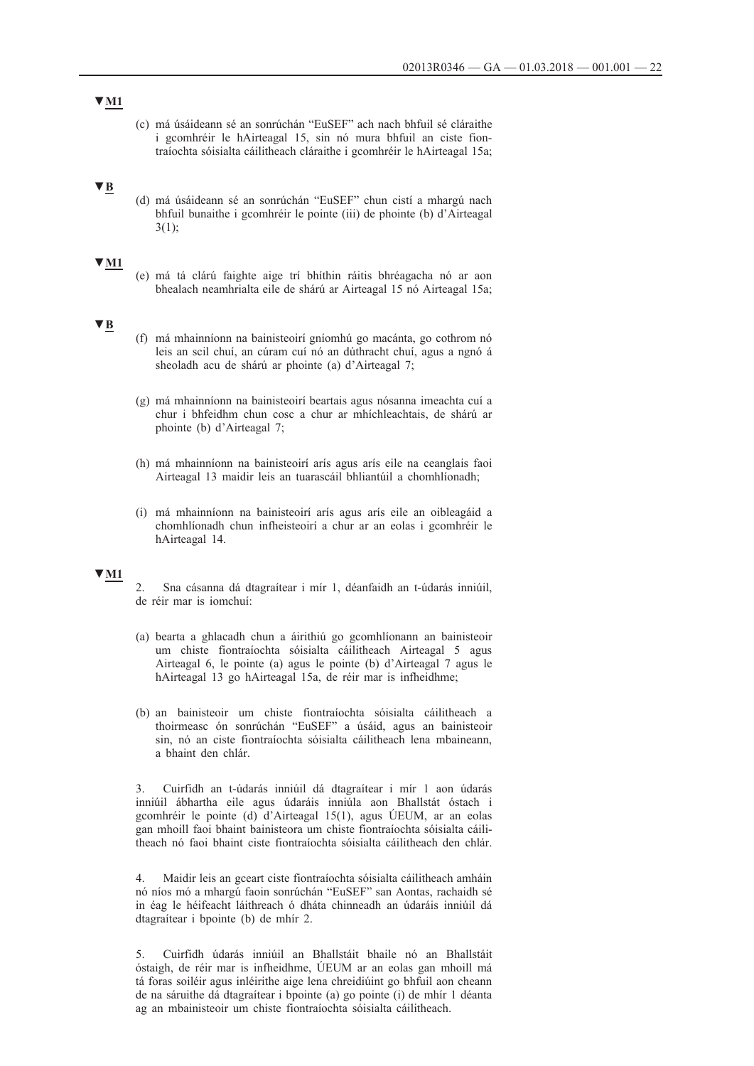▼M1

(c) má úsáideann sé an sonrúchán "EuSEF" ach nach bhfuil sé cláraithe i gcomhréir le hAirteagal 15, sin nó mura bhfuil an ciste fiontraíochta sóisialta cáilitheach cláraithe i gcomhréir le hAirteagal 15a;

▼B

(d) má úsáideann sé an sonrúchán "EuSEF" chun cistí a mhargú nach bhfuil bunaithe i gcomhréir le pointe (iii) de phointe (b) d'Airteagal 3(1);

▼M1

(e) má tá clárú faighte aige trí bhíthin ráitis bhréagacha nó ar aon bhealach neamhrialta eile de shárú ar Airteagal 15 nó Airteagal 15a;

▼B

(f) má mhainníonn na bainisteoirí gníomhú go macánta, go cothrom nó leis an scil chuí, an cúram cuí nó an dúthracht chuí, agus a ngnó á sheoladh acu de shárú ar phointe (a) d'Airteagal 7;

(g) má mhainníonn na bainisteoirí beartais agus nósanna imeachta cuí a chur i bhfeidhm chun cosc a chur ar mhíchleachtais, de shárú ar phointe (b) d'Airteagal 7;

(h) má mhainníonn na bainisteoirí arís agus arís eile na ceanglais faoi Airteagal 13 maidir leis an tuarascáil bhliantúil a chomhlíonadh;

(i) má mhainníonn na bainisteoirí arís agus arís eile an oibleagáid a chomhlíonadh chun infheisteoirí a chur ar an eolas i gcomhréir le hAirteagal 14.

▼M1

2. Sna cásanna dá dtagraítear i mír 1, déanfaidh an t-údarás inniúil, de réir mar is iomchuí:

(a) bearta a ghlacadh chun a áirithiú go gcomhlíonann an bainisteoir um chiste fiontraíochta sóisialta cáilitheach Airteagal 5 agus Airteagal 6, le pointe (a) agus le pointe (b) d'Airteagal 7 agus le hAirteagal 13 go hAirteagal 15a, de réir mar is infheidhme;

(b) an bainisteoir um chiste fiontraíochta sóisialta cáilitheach a thoirmeasc ón sonrúchán "EuSEF" a úsáid, agus an bainisteoir sin, nó an ciste fiontraíochta sóisialta cáilitheach lena mbaineann, a bhaint den chlár.

3. Cuirfidh an t-údarás inniúil dá dtagraítear i mír 1 aon údarás inniúil ábhartha eile agus údaráis inniúla aon Bhallstát óstach i gcomhréir le pointe (d) d'Airteagal 15(1), agus ÚEUM, ar an eolas gan mhoill faoi bhaint bainisteora um chiste fiontraíochta sóisialta cáilitheach nó faoi bhaint ciste fiontraíochta sóisialta cáilitheach den chlár.

4. Maidir leis an gceart ciste fiontraíochta sóisialta cáilitheach amháin nó níos mó a mhargú faoin sonrúchán "EuSEF" san Aontas, rachaidh sé in éag le héifeacht láithreach ó dháta chinneadh an údaráis inniúil dá dtagraítear i bpointe (b) de mhír 2.

5. Cuirfidh údarás inniúil an Bhallstáit bhaile nó an Bhallstáit óstaigh, de réir mar is infheidhme, ÚEUM ar an eolas gan mhoill má tá foras soiléir agus inléirithe aige lena chreidiúint go bhfuil aon cheann de na sáruithe dá dtagraítear i bpointe (a) go pointe (i) de mhír 1 déanta ag an mbainisteoir um chiste fiontraíochta sóisialta cáilitheach.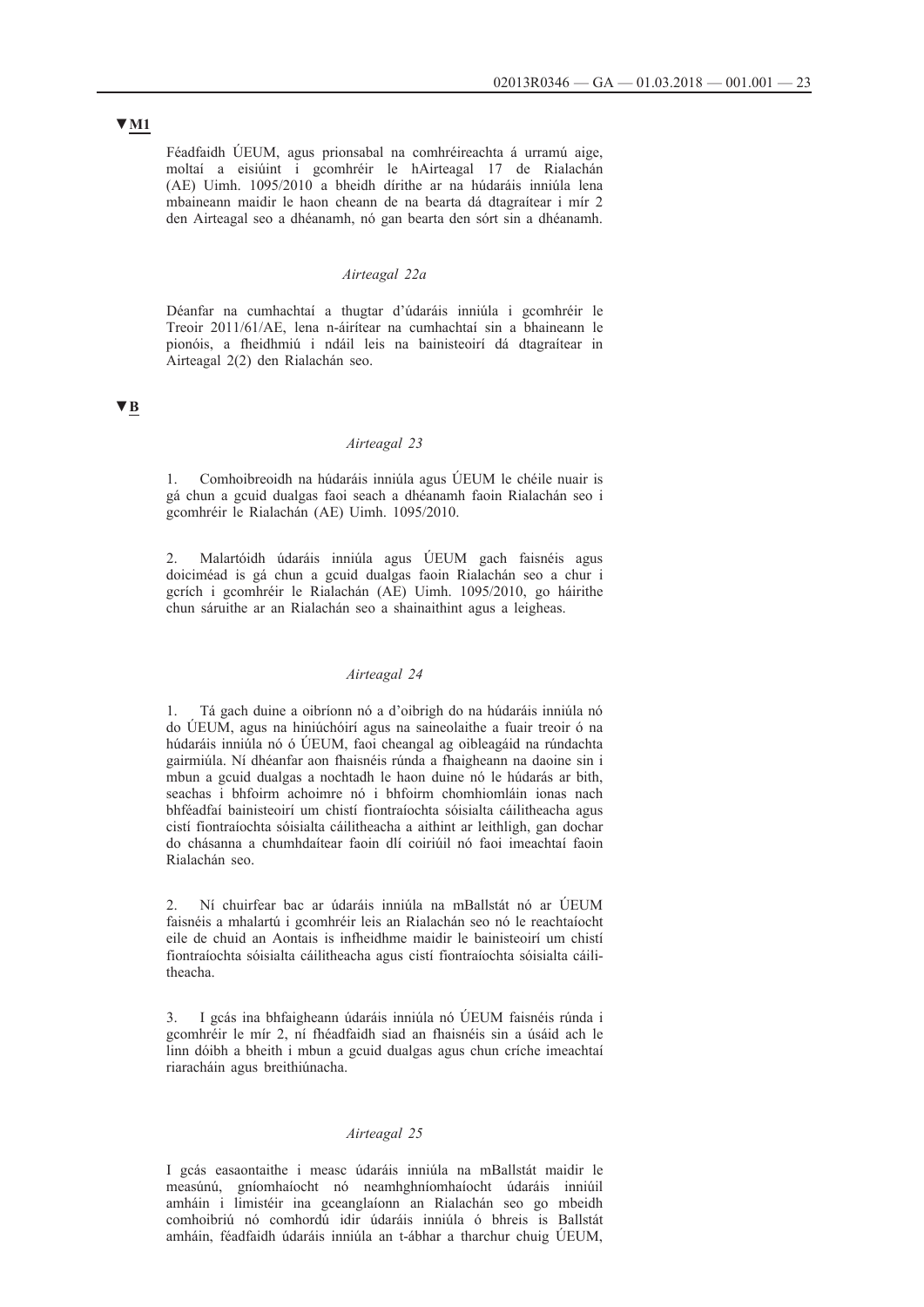▼M1

Féadfaidh ÚEUM, agus prionsabal na comhréireachta á urramú aige, moltaí a eisiúint i gcomhréir le hAirteagal 17 de Rialachán (AE) Uimh. 1095/2010 a bheidh dírithe ar na húdaráis inniúla lena mbaineann maidir le haon cheann de na bearta dá dtagraítear i mír 2 den Airteagal seo a dhéanamh, nó gan bearta den sórt sin a dhéanamh.

*Airteagal 22a*

Déanfar na cumhachtaí a thugtar d'údaráis inniúla i gcomhréir le Treoir 2011/61/AE, lena n-áirítear na cumhachtaí sin a bhaineann le pionóis, a fheidhmiú i ndáil leis na bainisteoirí dá dtagraítear in Airteagal 2(2) den Rialachán seo.

▼B

*Airteagal 23*

1. Comhoibreoidh na húdaráis inniúla agus ÚEUM le chéile nuair is gá chun a gcuid dualgas faoi seach a dhéanamh faoin Rialachán seo i gcomhréir le Rialachán (AE) Uimh. 1095/2010.

2. Malartóidh údaráis inniúla agus ÚEUM gach faisnéis agus doiciméad is gá chun a gcuid dualgas faoin Rialachán seo a chur i gcrích i gcomhréir le Rialachán (AE) Uimh. 1095/2010, go háirithe chun sáruithe ar an Rialachán seo a shainaithint agus a leigheas.

*Airteagal 24*

1. Tá gach duine a oibríonn nó a d'oibrigh do na húdaráis inniúla nó do ÚEUM, agus na hiniúchóirí agus na saineolaithe a fuair treoir ó na húdaráis inniúla nó ó ÚEUM, faoi cheangal ag oibleagáid na rúndachta gairmiúla. Ní dhéanfar aon fhaisnéis rúnda a fhaigheann na daoine sin i mbun a gcuid dualgas a nochtadh le haon duine nó le húdarás ar bith, seachas i bhfoirm achoimre nó i bhfoirm chomhiomláin ionas nach bhféadfaí bainisteoirí um chistí fiontraíochta sóisialta cáilitheacha agus cistí fiontraíochta sóisialta cáilitheacha a aithint ar leithligh, gan dochar do chásanna a chumhdaítear faoin dlí coiriúil nó faoi imeachtaí faoin Rialachán seo.

2. Ní chuirfear bac ar údaráis inniúla na mBallstát nó ar ÚEUM faisnéis a mhalartú i gcomhréir leis an Rialachán seo nó le reachtaíocht eile de chuid an Aontais is infheidhme maidir le bainisteoirí um chistí fiontraíochta sóisialta cáilitheacha agus cistí fiontraíochta sóisialta cáilitheacha.

3. I gcás ina bhfaigheann údaráis inniúla nó ÚEUM faisnéis rúnda i gcomhréir le mír 2, ní fhéadfaidh siad an fhaisnéis sin a úsáid ach le linn dóibh a bheith i mbun a gcuid dualgas agus chun críche imeachtaí riaracháin agus breithiúnacha.

*Airteagal 25*

I gcás easaontaithe i measc údaráis inniúla na mBallstát maidir le measúnú, gníomhaíocht nó neamhghníomhaíocht údaráis inniúil amháin i limistéir ina gceanglaíonn an Rialachán seo go mbeidh comhoibriú nó comhordú idir údaráis inniúla ó bhreis is Ballstát amháin, féadfaidh údaráis inniúla an t-ábhar a tharchur chuig ÚEUM,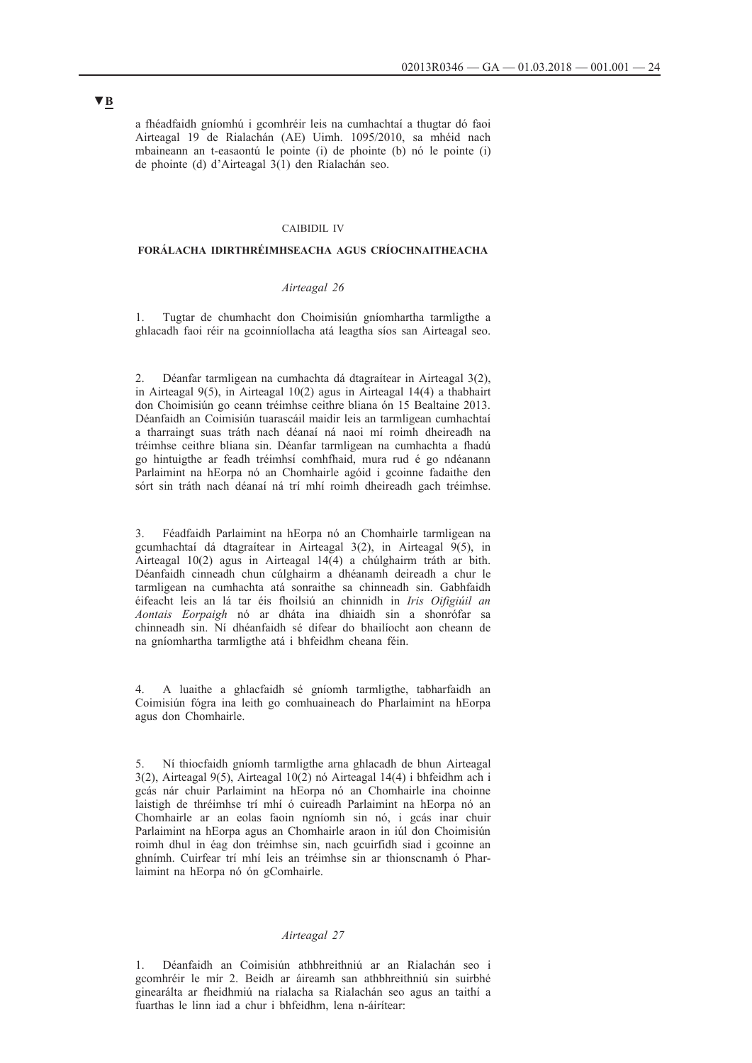▼B

a fhéadfaidh gníomhú i gcomhréir leis na cumhachtaí a thugtar dó faoi Airteagal 19 de Rialachán (AE) Uimh. 1095/2010, sa mhéid nach mbaineann an t-easaontú le pointe (i) de phointe (b) nó le pointe (i) de phointe (d) d'Airteagal 3(1) den Rialachán seo.

## CAIBIDIL IV

## FORÁLACHA IDIRTHRÉIMHSEACHA AGUS CRÍOCHNAITHEACHA

### *Airteagal 26*

1. Tugtar de chumhacht don Choimisiún gníomhartha tarmligthe a ghlacadh faoi réir na gcoinníollacha atá leagtha síos san Airteagal seo.

2. Déanfar tarmligean na cumhachta dá dtagraítear in Airteagal 3(2), in Airteagal 9(5), in Airteagal 10(2) agus in Airteagal 14(4) a thabhairt don Choimisiún go ceann tréimhse ceithre bliana ón 15 Bealtaine 2013. Déanfaidh an Coimisiún tuarascáil maidir leis an tarmligean cumhachtaí a tharraingt suas tráth nach déanaí ná naoi mí roimh dheireadh na tréimhse ceithre bliana sin. Déanfar tarmligean na cumhachta a fhadú go hintuigthe ar feadh tréimhsí comhfhaid, mura rud é go ndéanann Parlaimint na hEorpa nó an Chomhairle agóid i gcoinne fadaithe den sórt sin tráth nach déanaí ná trí mhí roimh dheireadh gach tréimhse.

3. Féadfaidh Parlaimint na hEorpa nó an Chomhairle tarmligean na gcumhachtaí dá dtagraítear in Airteagal 3(2), in Airteagal 9(5), in Airteagal 10(2) agus in Airteagal 14(4) a chúlghairm tráth ar bith. Déanfaidh cinneadh chun cúlghairm a dhéanamh deireadh a chur le tarmligean na cumhachta atá sonraithe sa chinneadh sin. Gabhfaidh éifeacht leis an lá tar éis fhoilsiú an chinnidh in *Iris Oifigiúil an Aontais Eorpaigh* nó ar dháta ina dhiaidh sin a shonrófar sa chinneadh sin. Ní dhéanfaidh sé difear do bhailíocht aon cheann de na gníomhartha tarmligthe atá i bhfeidhm cheana féin.

4. A luaithe a ghlacfaidh sé gníomh tarmligthe, tabharfaidh an Coimisiún fógra ina leith go comhuaineach do Pharlaimint na hEorpa agus don Chomhairle.

5. Ní thiocfaidh gníomh tarmligthe arna ghlacadh de bhun Airteagal 3(2), Airteagal 9(5), Airteagal 10(2) nó Airteagal 14(4) i bhfeidhm ach i gcás nár chuir Parlaimint na hEorpa nó an Chomhairle ina choinne laistigh de thréimhse trí mhí ó cuireadh Parlaimint na hEorpa nó an Chomhairle ar an eolas faoin ngníomh sin nó, i gcás inar chuir Parlaimint na hEorpa agus an Chomhairle araon in iúl don Choimisiún roimh dhul in éag don tréimhse sin, nach gcuirfidh siad i gcoinne an ghnímh. Cuirfear trí mhí leis an tréimhse sin ar thionscnamh ó Pharlaimint na hEorpa nó ón gComhairle.

### *Airteagal 27*

1. Déanfaidh an Coimisiún athbhreithniú ar an Rialachán seo i gcomhréir le mír 2. Beidh ar áireamh san athbhreithniú sin suirbhé ginearálta ar fheidhmiú na rialacha sa Rialachán seo agus an taithí a fuarthas le linn iad a chur i bhfeidhm, lena n-áirítear: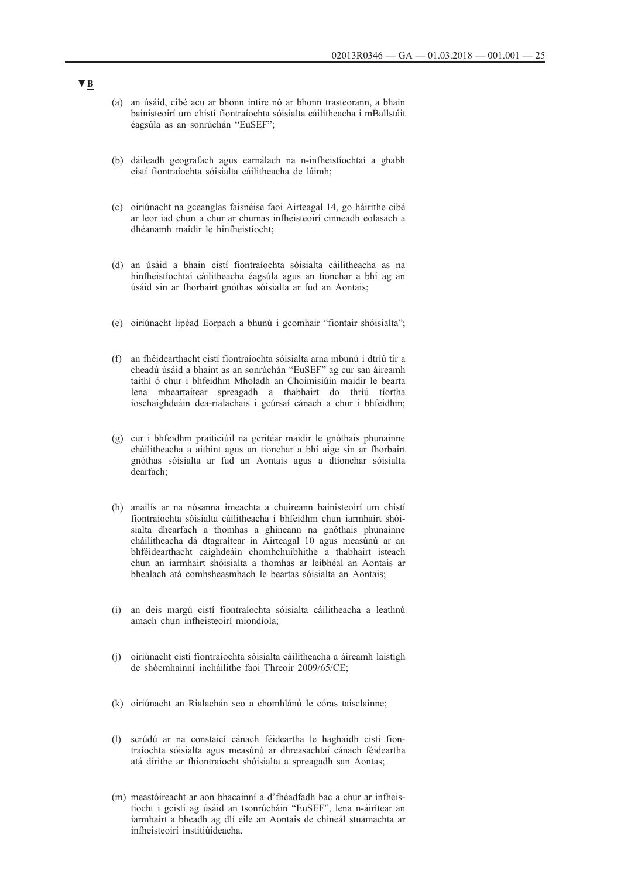▼B

(a) an úsáid, cibé acu ar bhonn intíre nó ar bhonn trasteorann, a bhain bainisteoirí um chistí fiontraíochta sóisialta cáilitheacha i mBallstáit éagsúla as an sonrúchán "EuSEF";

(b) dáileadh geografach agus earnálach na n-infheistíochtaí a ghabh cistí fiontraíochta sóisialta cáilitheacha de láimh;

(c) oiriúnacht na gceanglas faisnéise faoi Airteagal 14, go háirithe cibé ar leor iad chun a chur ar chumas infheisteoirí cinneadh eolasach a dhéanamh maidir le hinfheistíocht;

(d) an úsáid a bhain cistí fiontraíochta sóisialta cáilitheacha as na hinfheistíochtaí cáilitheacha éagsúla agus an tionchar a bhí ag an úsáid sin ar fhorbairt gnóthas sóisialta ar fud an Aontais;

(e) oiriúnacht lipéad Eorpach a bhunú i gcomhair "fiontair shóisialta";

(f) an fhéidearthacht cistí fiontraíochta sóisialta arna mbunú i dtríú tír a cheadú úsáid a bhaint as an sonrúchán "EuSEF" ag cur san áireamh taithí ó chur i bhfeidhm Mholadh an Choimisiúin maidir le bearta lena mbeartaítear spreagadh a thabhairt do thríú tíortha íoschaighdeáin dea-rialachais i gcúrsaí cánach a chur i bhfeidhm;

(g) cur i bhfeidhm praiticiúil na gcritéar maidir le gnóthais phunainne cháilitheacha a aithint agus an tionchar a bhí aige sin ar fhorbairt gnóthas sóisialta ar fud an Aontais agus a dtionchar sóisialta dearfach;

(h) anailís ar na nósanna imeachta a chuireann bainisteoirí um chistí fiontraíochta sóisialta cáilitheacha i bhfeidhm chun iarmhairt shóisialta dhearfach a thomhas a ghineann na gnóthais phunainne cháilitheacha dá dtagraítear in Airteagal 10 agus measúnú ar an bhféidearthacht caighdeáin chomhchuibhithe a thabhairt isteach chun an iarmhairt shóisialta a thomhas ar leibhéal an Aontais ar bhealach atá comhsheasmhach le beartas sóisialta an Aontais;

(i) an deis margú cistí fiontraíochta sóisialta cáilitheacha a leathnú amach chun infheisteoirí miondíola;

(j) oiriúnacht cistí fiontraíochta sóisialta cáilitheacha a áireamh laistigh de shócmhainní incháilithe faoi Threoir 2009/65/CE;

(k) oiriúnacht an Rialachán seo a chomhlánú le córas taisclainne;

(l) scrúdú ar na constaicí cánach féideartha le haghaidh cistí fiontraíochta sóisialta agus measúnú ar dhreasachtaí cánach féideartha atá dírithe ar fhiontraíocht shóisialta a spreagadh san Aontas;

(m) meastóireacht ar aon bhacainní a d'fhéadfadh bac a chur ar infheistíocht i gcistí ag úsáid an tsonrúcháin "EuSEF", lena n-áirítear an iarmhairt a bheadh ag dlí eile an Aontais de chineál stuamachta ar infheisteoirí institiúideacha.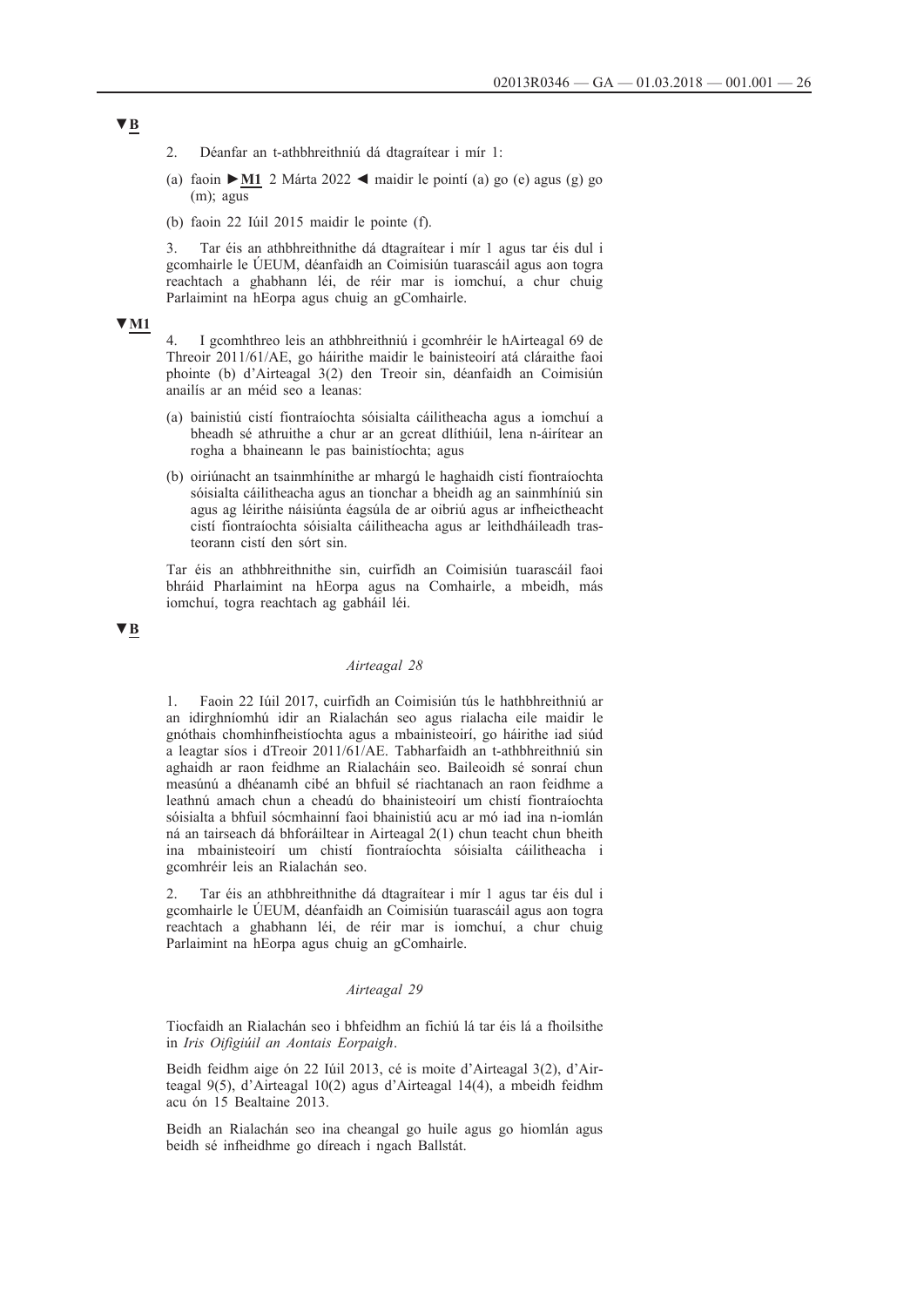▼B

2. Déanfar an t-athbhreithniú dá dtagraítear i mír 1:

(a) faoin ►M1 2 Márta 2022 ◄ maidir le pointí (a) go (e) agus (g) go (m); agus

(b) faoin 22 Iúil 2015 maidir le pointe (f).

3. Tar éis an athbhreithnithe dá dtagraítear i mír 1 agus tar éis dul i gcomhairle le ÚEUM, déanfaidh an Coimisiún tuarascáil agus aon togra reachtach a ghabhann léi, de réir mar is iomchuí, a chur chuig Parlaimint na hEorpa agus chuig an gComhairle.

▼M1

4. I gcomhthreo leis an athbhreithniú i gcomhréir le hAirteagal 69 de Threoir 2011/61/AE, go háirithe maidir le bainisteoirí atá cláraithe faoi phointe (b) d'Airteagal 3(2) den Treoir sin, déanfaidh an Coimisiún anailís ar an méid seo a leanas:

(a) bainistiú cistí fiontraíochta sóisialta cáilitheacha agus a iomchuí a bheadh sé athruithe a chur ar an gcreat dlíthiúil, lena n-áirítear an rogha a bhaineann le pas bainistíochta; agus

(b) oiriúnacht an tsainmhínithe ar mhargú le haghaidh cistí fiontraíochta sóisialta cáilitheacha agus an tionchar a bheidh ag an sainmhíniú sin agus ag léirithe náisiúnta éagsúla de ar oibriú agus ar infheictheacht cistí fiontraíochta sóisialta cáilitheacha agus ar leithdháileadh trasteorann cistí den sórt sin.

Tar éis an athbhreithnithe sin, cuirfidh an Coimisiún tuarascáil faoi bhráid Pharlaimint na hEorpa agus na Comhairle, a mbeidh, más iomchuí, togra reachtach ag gabháil léi.

▼B

*Airteagal 28*

1. Faoin 22 Iúil 2017, cuirfidh an Coimisiún tús le hathbhreithniú ar an idirghníomhú idir an Rialachán seo agus rialacha eile maidir le gnóthais chomhinfheistíochta agus a mbainisteoirí, go háirithe iad siúd a leagtar síos i dTreoir 2011/61/AE. Tabharfaidh an t-athbhreithniú sin aghaidh ar raon feidhme an Rialacháin seo. Baileoidh sé sonraí chun measúnú a dhéanamh cibé an bhfuil sé riachtanach an raon feidhme a leathnú amach chun a cheadú do bhainisteoirí um chistí fiontraíochta sóisialta a bhfuil sócmhainní faoi bhainistiú acu ar mó iad ina n-iomlán ná an tairseach dá bhforáiltear in Airteagal 2(1) chun teacht chun bheith ina mbainisteoirí um chistí fiontraíochta sóisialta cáilitheacha i gcomhréir leis an Rialachán seo.

2. Tar éis an athbhreithnithe dá dtagraítear i mír 1 agus tar éis dul i gcomhairle le ÚEUM, déanfaidh an Coimisiún tuarascáil agus aon togra reachtach a ghabhann léi, de réir mar is iomchuí, a chur chuig Parlaimint na hEorpa agus chuig an gComhairle.

*Airteagal 29*

Tiocfaidh an Rialachán seo i bhfeidhm an fichiú lá tar éis lá a fhoilsithe in *Iris Oifigiúil an Aontais Eorpaigh*.

Beidh feidhm aige ón 22 Iúil 2013, cé is moite d'Airteagal 3(2), d'Airteagal 9(5), d'Airteagal 10(2) agus d'Airteagal 14(4), a mbeidh feidhm acu ón 15 Bealtaine 2013.

Beidh an Rialachán seo ina cheangal go huile agus go hiomlán agus beidh sé infheidhme go díreach i ngach Ballstát.